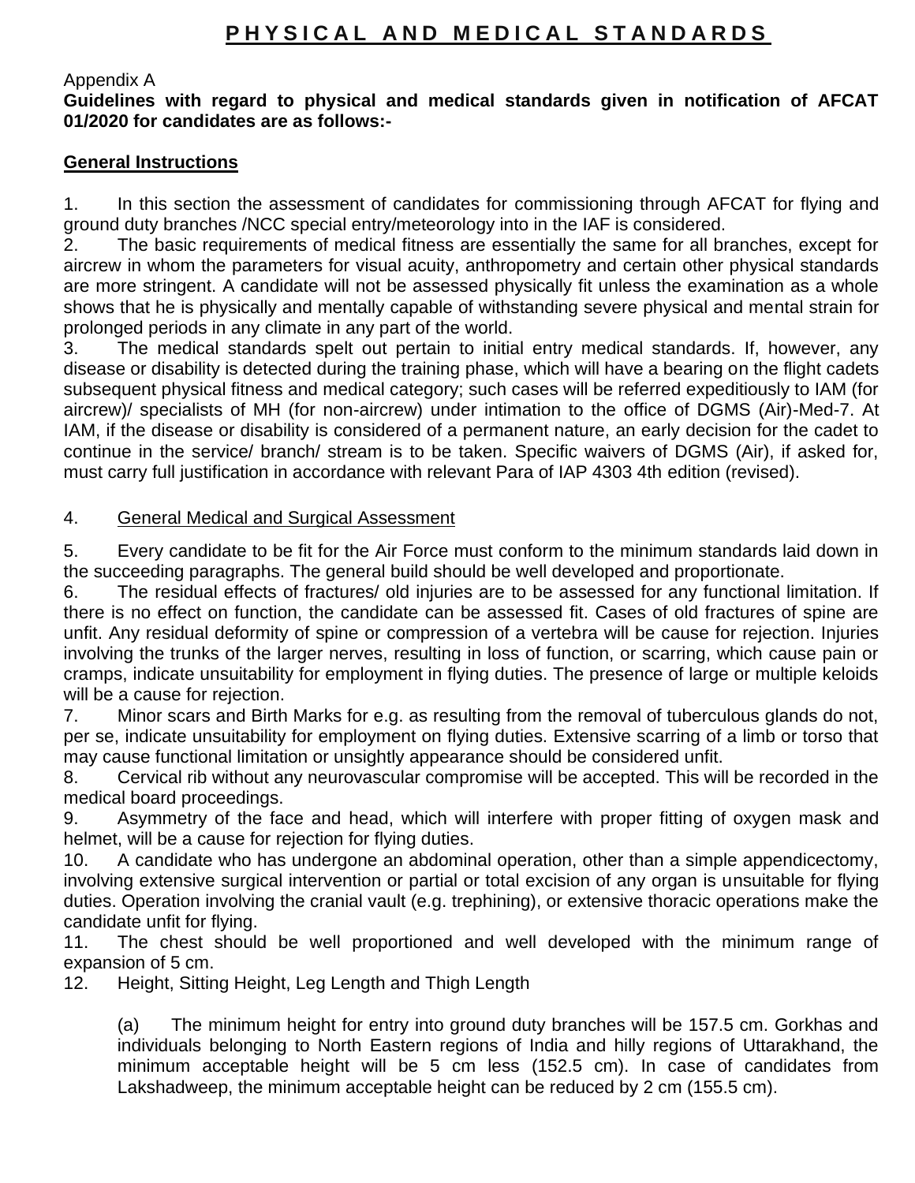# PHYSICAL AND MEDICAL STANDARDS

Appendix A

**Guidelines with regard to physical and medical standards given in notification of AFCAT 01/2020 for candidates are as follows:-**

**General Instructions**

1. In this section the assessment of candidates for commissioning through AFCAT for flying and ground duty branches /NCC special entry/meteorology into in the IAF is considered.
2. The basic requirements of medical fitness are essentially the same for all branches, except for aircrew in whom the parameters for visual acuity, anthropometry and certain other physical standards are more stringent. A candidate will not be assessed physically fit unless the examination as a whole shows that he is physically and mentally capable of withstanding severe physical and mental strain for prolonged periods in any climate in any part of the world.
3. The medical standards spelt out pertain to initial entry medical standards. If, however, any disease or disability is detected during the training phase, which will have a bearing on the flight cadets subsequent physical fitness and medical category; such cases will be referred expeditiously to IAM (for aircrew)/ specialists of MH (for non-aircrew) under intimation to the office of DGMS (Air)-Med-7. At IAM, if the disease or disability is considered of a permanent nature, an early decision for the cadet to continue in the service/ branch/ stream is to be taken. Specific waivers of DGMS (Air), if asked for, must carry full justification in accordance with relevant Para of IAP 4303 4th edition (revised).

4. General Medical and Surgical Assessment

5. Every candidate to be fit for the Air Force must conform to the minimum standards laid down in the succeeding paragraphs. The general build should be well developed and proportionate.
6. The residual effects of fractures/ old injuries are to be assessed for any functional limitation. If there is no effect on function, the candidate can be assessed fit. Cases of old fractures of spine are unfit. Any residual deformity of spine or compression of a vertebra will be cause for rejection. Injuries involving the trunks of the larger nerves, resulting in loss of function, or scarring, which cause pain or cramps, indicate unsuitability for employment in flying duties. The presence of large or multiple keloids will be a cause for rejection.
7. Minor scars and Birth Marks for e.g. as resulting from the removal of tuberculous glands do not, per se, indicate unsuitability for employment on flying duties. Extensive scarring of a limb or torso that may cause functional limitation or unsightly appearance should be considered unfit.
8. Cervical rib without any neurovascular compromise will be accepted. This will be recorded in the medical board proceedings.
9. Asymmetry of the face and head, which will interfere with proper fitting of oxygen mask and helmet, will be a cause for rejection for flying duties.
10. A candidate who has undergone an abdominal operation, other than a simple appendicectomy, involving extensive surgical intervention or partial or total excision of any organ is unsuitable for flying duties. Operation involving the cranial vault (e.g. trephining), or extensive thoracic operations make the candidate unfit for flying.
11. The chest should be well proportioned and well developed with the minimum range of expansion of 5 cm.
12. Height, Sitting Height, Leg Length and Thigh Length

    (a) The minimum height for entry into ground duty branches will be 157.5 cm. Gorkhas and individuals belonging to North Eastern regions of India and hilly regions of Uttarakhand, the minimum acceptable height will be 5 cm less (152.5 cm). In case of candidates from Lakshadweep, the minimum acceptable height can be reduced by 2 cm (155.5 cm).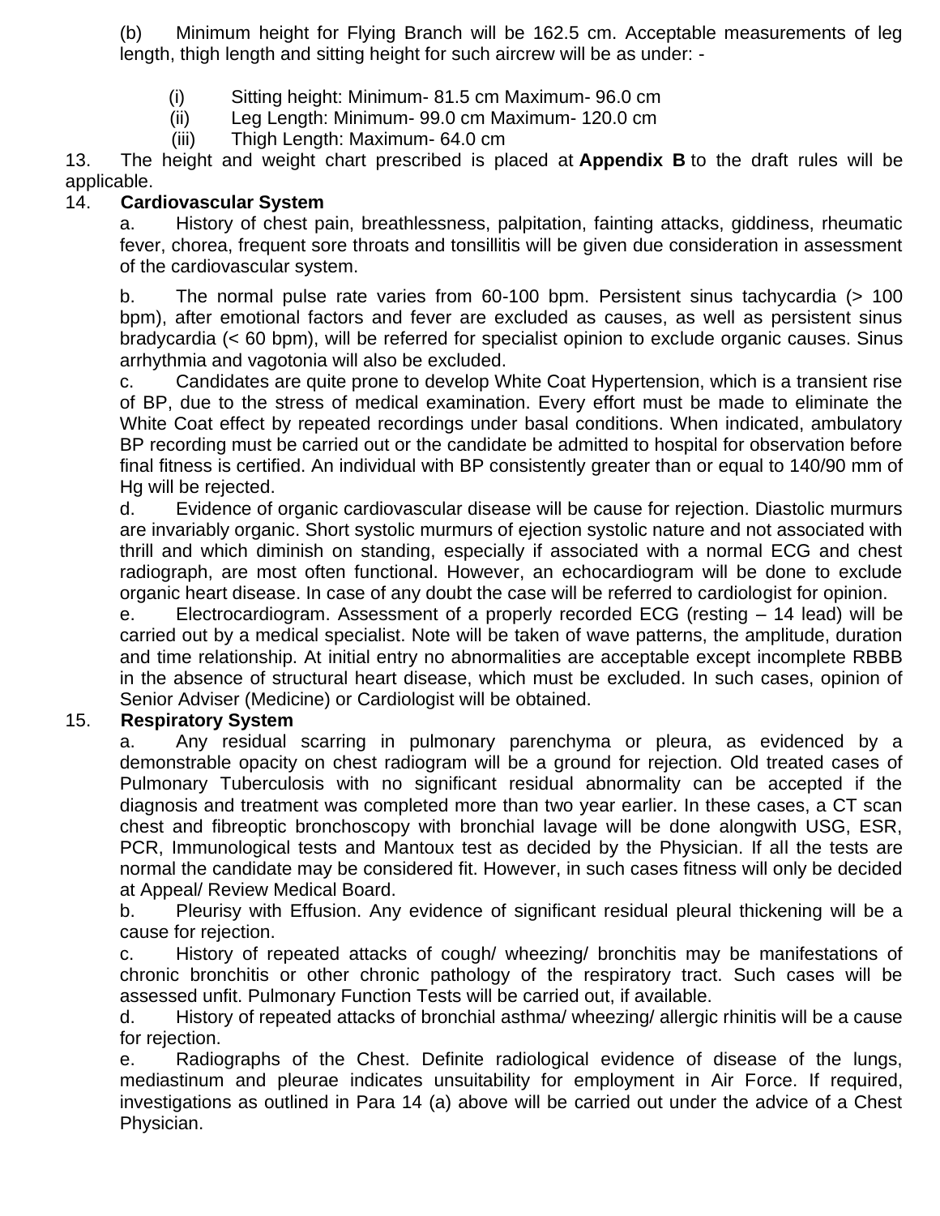(b) Minimum height for Flying Branch will be 162.5 cm. Acceptable measurements of leg length, thigh length and sitting height for such aircrew will be as under: -

(i) Sitting height: Minimum- 81.5 cm Maximum- 96.0 cm

(ii) Leg Length: Minimum- 99.0 cm Maximum- 120.0 cm

(iii) Thigh Length: Maximum- 64.0 cm

13. The height and weight chart prescribed is placed at **Appendix B** to the draft rules will be applicable.

14. **Cardiovascular System**

a. History of chest pain, breathlessness, palpitation, fainting attacks, giddiness, rheumatic fever, chorea, frequent sore throats and tonsillitis will be given due consideration in assessment of the cardiovascular system.

b. The normal pulse rate varies from 60-100 bpm. Persistent sinus tachycardia (> 100 bpm), after emotional factors and fever are excluded as causes, as well as persistent sinus bradycardia (< 60 bpm), will be referred for specialist opinion to exclude organic causes. Sinus arrhythmia and vagotonia will also be excluded.

c. Candidates are quite prone to develop White Coat Hypertension, which is a transient rise of BP, due to the stress of medical examination. Every effort must be made to eliminate the White Coat effect by repeated recordings under basal conditions. When indicated, ambulatory BP recording must be carried out or the candidate be admitted to hospital for observation before final fitness is certified. An individual with BP consistently greater than or equal to 140/90 mm of Hg will be rejected.

d. Evidence of organic cardiovascular disease will be cause for rejection. Diastolic murmurs are invariably organic. Short systolic murmurs of ejection systolic nature and not associated with thrill and which diminish on standing, especially if associated with a normal ECG and chest radiograph, are most often functional. However, an echocardiogram will be done to exclude organic heart disease. In case of any doubt the case will be referred to cardiologist for opinion.

e. Electrocardiogram. Assessment of a properly recorded ECG (resting – 14 lead) will be carried out by a medical specialist. Note will be taken of wave patterns, the amplitude, duration and time relationship. At initial entry no abnormalities are acceptable except incomplete RBBB in the absence of structural heart disease, which must be excluded. In such cases, opinion of Senior Adviser (Medicine) or Cardiologist will be obtained.

15. **Respiratory System**

a. Any residual scarring in pulmonary parenchyma or pleura, as evidenced by a demonstrable opacity on chest radiogram will be a ground for rejection. Old treated cases of Pulmonary Tuberculosis with no significant residual abnormality can be accepted if the diagnosis and treatment was completed more than two year earlier. In these cases, a CT scan chest and fibreoptic bronchoscopy with bronchial lavage will be done alongwith USG, ESR, PCR, Immunological tests and Mantoux test as decided by the Physician. If all the tests are normal the candidate may be considered fit. However, in such cases fitness will only be decided at Appeal/ Review Medical Board.

b. Pleurisy with Effusion. Any evidence of significant residual pleural thickening will be a cause for rejection.

c. History of repeated attacks of cough/ wheezing/ bronchitis may be manifestations of chronic bronchitis or other chronic pathology of the respiratory tract. Such cases will be assessed unfit. Pulmonary Function Tests will be carried out, if available.

d. History of repeated attacks of bronchial asthma/ wheezing/ allergic rhinitis will be a cause for rejection.

e. Radiographs of the Chest. Definite radiological evidence of disease of the lungs, mediastinum and pleurae indicates unsuitability for employment in Air Force. If required, investigations as outlined in Para 14 (a) above will be carried out under the advice of a Chest Physician.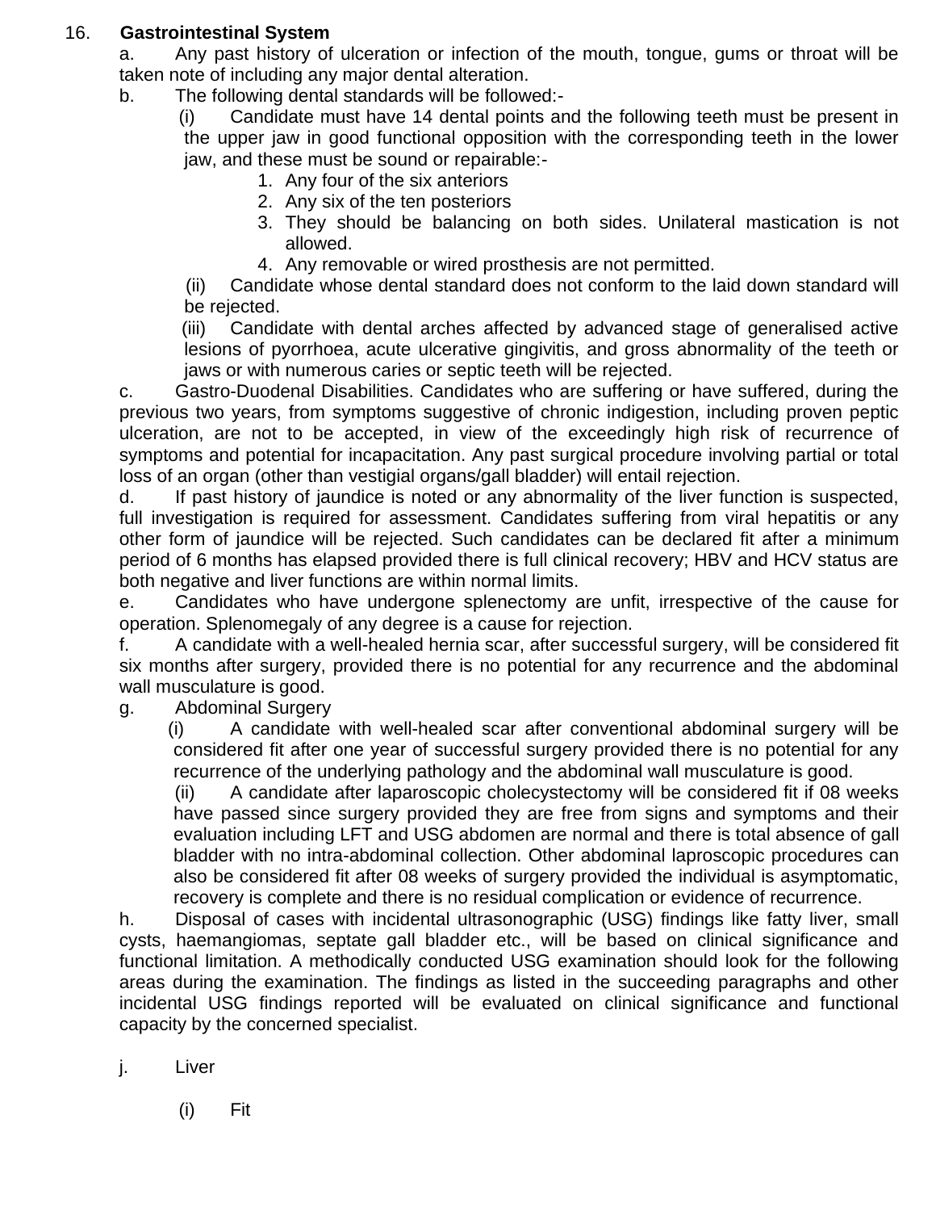16. **Gastrointestinal System**

a. Any past history of ulceration or infection of the mouth, tongue, gums or throat will be taken note of including any major dental alteration.

b. The following dental standards will be followed:-

(i) Candidate must have 14 dental points and the following teeth must be present in the upper jaw in good functional opposition with the corresponding teeth in the lower jaw, and these must be sound or repairable:-

1. Any four of the six anteriors
2. Any six of the ten posteriors
3. They should be balancing on both sides. Unilateral mastication is not allowed.
4. Any removable or wired prosthesis are not permitted.

(ii) Candidate whose dental standard does not conform to the laid down standard will be rejected.

(iii) Candidate with dental arches affected by advanced stage of generalised active lesions of pyorrhoea, acute ulcerative gingivitis, and gross abnormality of the teeth or jaws or with numerous caries or septic teeth will be rejected.

c. Gastro-Duodenal Disabilities. Candidates who are suffering or have suffered, during the previous two years, from symptoms suggestive of chronic indigestion, including proven peptic ulceration, are not to be accepted, in view of the exceedingly high risk of recurrence of symptoms and potential for incapacitation. Any past surgical procedure involving partial or total loss of an organ (other than vestigial organs/gall bladder) will entail rejection.

d. If past history of jaundice is noted or any abnormality of the liver function is suspected, full investigation is required for assessment. Candidates suffering from viral hepatitis or any other form of jaundice will be rejected. Such candidates can be declared fit after a minimum period of 6 months has elapsed provided there is full clinical recovery; HBV and HCV status are both negative and liver functions are within normal limits.

e. Candidates who have undergone splenectomy are unfit, irrespective of the cause for operation. Splenomegaly of any degree is a cause for rejection.

f. A candidate with a well-healed hernia scar, after successful surgery, will be considered fit six months after surgery, provided there is no potential for any recurrence and the abdominal wall musculature is good.

g. Abdominal Surgery

(i) A candidate with well-healed scar after conventional abdominal surgery will be considered fit after one year of successful surgery provided there is no potential for any recurrence of the underlying pathology and the abdominal wall musculature is good.

(ii) A candidate after laparoscopic cholecystectomy will be considered fit if 08 weeks have passed since surgery provided they are free from signs and symptoms and their evaluation including LFT and USG abdomen are normal and there is total absence of gall bladder with no intra-abdominal collection. Other abdominal laproscopic procedures can also be considered fit after 08 weeks of surgery provided the individual is asymptomatic, recovery is complete and there is no residual complication or evidence of recurrence.

h. Disposal of cases with incidental ultrasonographic (USG) findings like fatty liver, small cysts, haemangiomas, septate gall bladder etc., will be based on clinical significance and functional limitation. A methodically conducted USG examination should look for the following areas during the examination. The findings as listed in the succeeding paragraphs and other incidental USG findings reported will be evaluated on clinical significance and functional capacity by the concerned specialist.

j. Liver

(i) Fit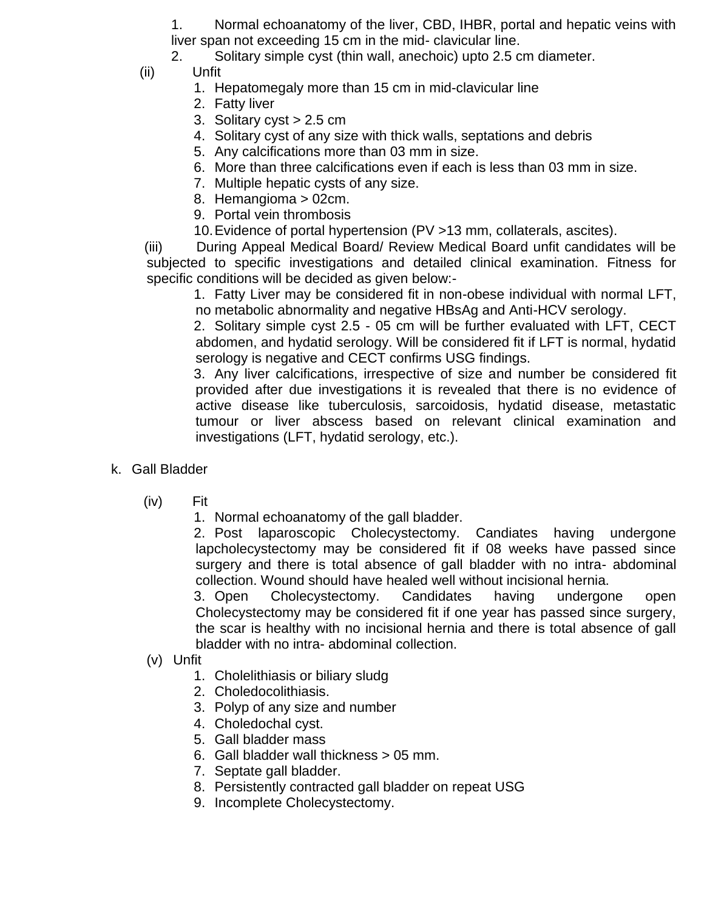1. Normal echoanatomy of the liver, CBD, IHBR, portal and hepatic veins with liver span not exceeding 15 cm in the mid- clavicular line.
2. Solitary simple cyst (thin wall, anechoic) upto 2.5 cm diameter.

(ii) Unfit

1. Hepatomegaly more than 15 cm in mid-clavicular line
2. Fatty liver
3. Solitary cyst > 2.5 cm
4. Solitary cyst of any size with thick walls, septations and debris
5. Any calcifications more than 03 mm in size.
6. More than three calcifications even if each is less than 03 mm in size.
7. Multiple hepatic cysts of any size.
8. Hemangioma > 02cm.
9. Portal vein thrombosis
10. Evidence of portal hypertension (PV >13 mm, collaterals, ascites).

(iii) During Appeal Medical Board/ Review Medical Board unfit candidates will be subjected to specific investigations and detailed clinical examination. Fitness for specific conditions will be decided as given below:-

1. Fatty Liver may be considered fit in non-obese individual with normal LFT, no metabolic abnormality and negative HBsAg and Anti-HCV serology.
2. Solitary simple cyst 2.5 - 05 cm will be further evaluated with LFT, CECT abdomen, and hydatid serology. Will be considered fit if LFT is normal, hydatid serology is negative and CECT confirms USG findings.
3. Any liver calcifications, irrespective of size and number be considered fit provided after due investigations it is revealed that there is no evidence of active disease like tuberculosis, sarcoidosis, hydatid disease, metastatic tumour or liver abscess based on relevant clinical examination and investigations (LFT, hydatid serology, etc.).

k. Gall Bladder

(iv) Fit

1. Normal echoanatomy of the gall bladder.
2. Post laparoscopic Cholecystectomy. Candiates having undergone lapcholecystectomy may be considered fit if 08 weeks have passed since surgery and there is total absence of gall bladder with no intra- abdominal collection. Wound should have healed well without incisional hernia.
3. Open Cholecystectomy. Candidates having undergone open Cholecystectomy may be considered fit if one year has passed since surgery, the scar is healthy with no incisional hernia and there is total absence of gall bladder with no intra- abdominal collection.

(v) Unfit

1. Cholelithiasis or biliary sludg
2. Choledocolithiasis.
3. Polyp of any size and number
4. Choledochal cyst.
5. Gall bladder mass
6. Gall bladder wall thickness > 05 mm.
7. Septate gall bladder.
8. Persistently contracted gall bladder on repeat USG
9. Incomplete Cholecystectomy.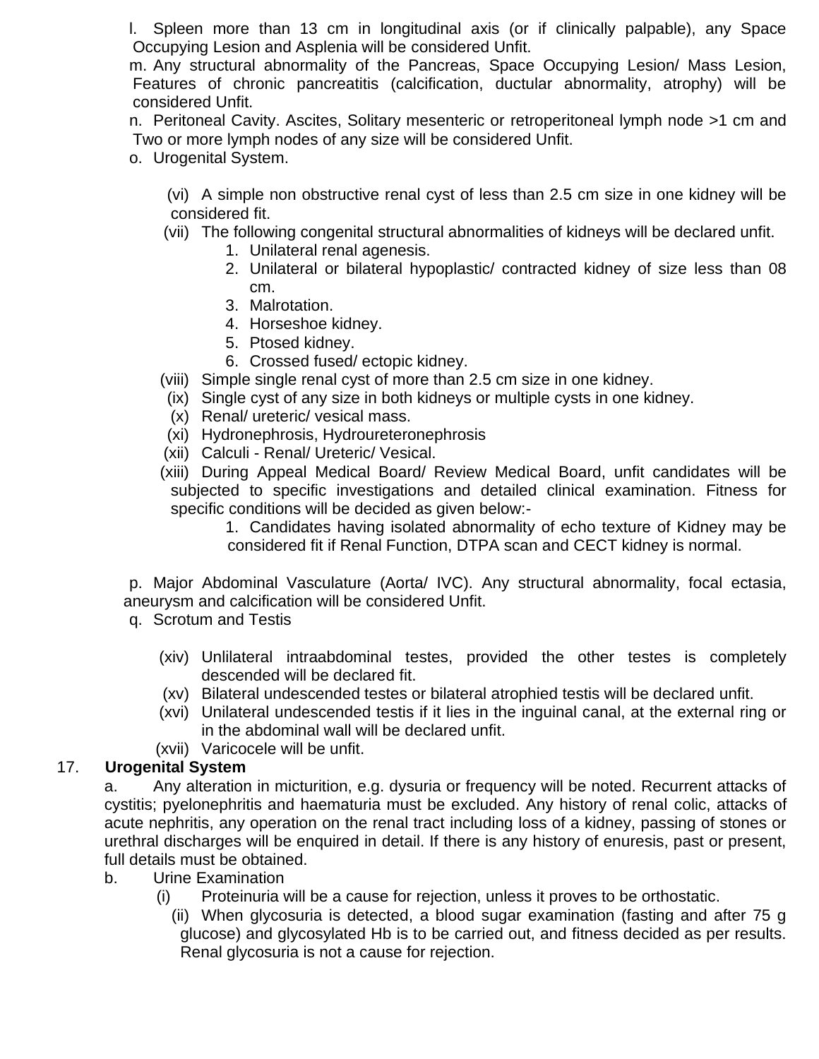l. Spleen more than 13 cm in longitudinal axis (or if clinically palpable), any Space Occupying Lesion and Asplenia will be considered Unfit.

m. Any structural abnormality of the Pancreas, Space Occupying Lesion/ Mass Lesion, Features of chronic pancreatitis (calcification, ductular abnormality, atrophy) will be considered Unfit.

n. Peritoneal Cavity. Ascites, Solitary mesenteric or retroperitoneal lymph node >1 cm and Two or more lymph nodes of any size will be considered Unfit.

o. Urogenital System.

(vi) A simple non obstructive renal cyst of less than 2.5 cm size in one kidney will be considered fit.

(vii) The following congenital structural abnormalities of kidneys will be declared unfit.

1. Unilateral renal agenesis.
2. Unilateral or bilateral hypoplastic/ contracted kidney of size less than 08 cm.
3. Malrotation.
4. Horseshoe kidney.
5. Ptosed kidney.
6. Crossed fused/ ectopic kidney.

(viii) Simple single renal cyst of more than 2.5 cm size in one kidney.

(ix) Single cyst of any size in both kidneys or multiple cysts in one kidney.

(x) Renal/ ureteric/ vesical mass.

(xi) Hydronephrosis, Hydroureteronephrosis

(xii) Calculi - Renal/ Ureteric/ Vesical.

(xiii) During Appeal Medical Board/ Review Medical Board, unfit candidates will be subjected to specific investigations and detailed clinical examination. Fitness for specific conditions will be decided as given below:-

1. Candidates having isolated abnormality of echo texture of Kidney may be considered fit if Renal Function, DTPA scan and CECT kidney is normal.

p. Major Abdominal Vasculature (Aorta/ IVC). Any structural abnormality, focal ectasia, aneurysm and calcification will be considered Unfit.

q. Scrotum and Testis

(xiv) Unlilateral intraabdominal testes, provided the other testes is completely descended will be declared fit.

(xv) Bilateral undescended testes or bilateral atrophied testis will be declared unfit.

(xvi) Unilateral undescended testis if it lies in the inguinal canal, at the external ring or in the abdominal wall will be declared unfit.

(xvii) Varicocele will be unfit.

17. **Urogenital System**

a. Any alteration in micturition, e.g. dysuria or frequency will be noted. Recurrent attacks of cystitis; pyelonephritis and haematuria must be excluded. Any history of renal colic, attacks of acute nephritis, any operation on the renal tract including loss of a kidney, passing of stones or urethral discharges will be enquired in detail. If there is any history of enuresis, past or present, full details must be obtained.

b. Urine Examination

(i) Proteinuria will be a cause for rejection, unless it proves to be orthostatic.

(ii) When glycosuria is detected, a blood sugar examination (fasting and after 75 g glucose) and glycosylated Hb is to be carried out, and fitness decided as per results. Renal glycosuria is not a cause for rejection.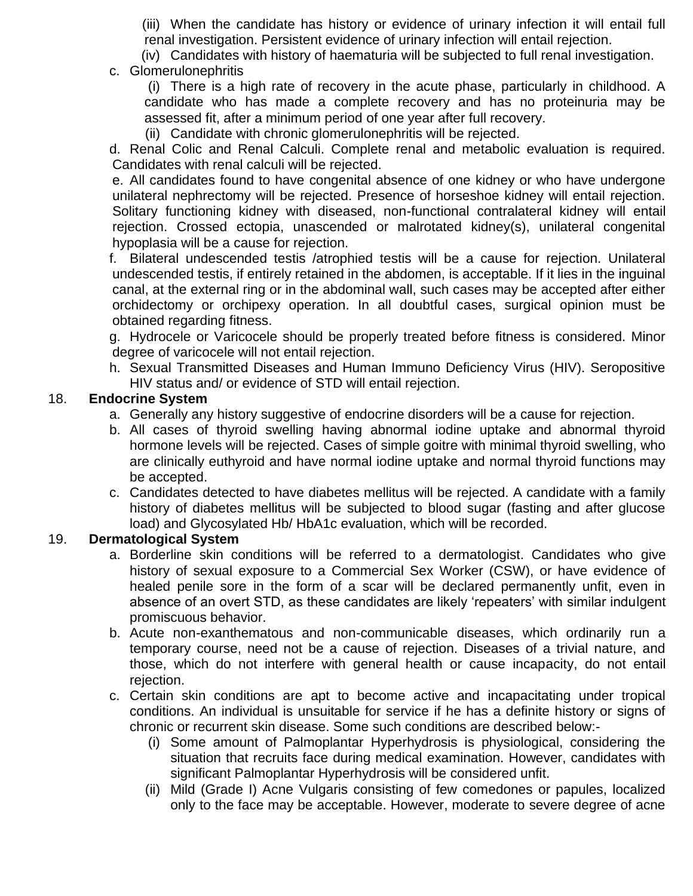(iii) When the candidate has history or evidence of urinary infection it will entail full renal investigation. Persistent evidence of urinary infection will entail rejection.

(iv) Candidates with history of haematuria will be subjected to full renal investigation.

c. Glomerulonephritis

(i) There is a high rate of recovery in the acute phase, particularly in childhood. A candidate who has made a complete recovery and has no proteinuria may be assessed fit, after a minimum period of one year after full recovery.

(ii) Candidate with chronic glomerulonephritis will be rejected.

d. Renal Colic and Renal Calculi. Complete renal and metabolic evaluation is required. Candidates with renal calculi will be rejected.

e. All candidates found to have congenital absence of one kidney or who have undergone unilateral nephrectomy will be rejected. Presence of horseshoe kidney will entail rejection. Solitary functioning kidney with diseased, non-functional contralateral kidney will entail rejection. Crossed ectopia, unascended or malrotated kidney(s), unilateral congenital hypoplasia will be a cause for rejection.

f. Bilateral undescended testis /atrophied testis will be a cause for rejection. Unilateral undescended testis, if entirely retained in the abdomen, is acceptable. If it lies in the inguinal canal, at the external ring or in the abdominal wall, such cases may be accepted after either orchidectomy or orchipexy operation. In all doubtful cases, surgical opinion must be obtained regarding fitness.

g. Hydrocele or Varicocele should be properly treated before fitness is considered. Minor degree of varicocele will not entail rejection.

h. Sexual Transmitted Diseases and Human Immuno Deficiency Virus (HIV). Seropositive HIV status and/ or evidence of STD will entail rejection.

18. **Endocrine System**

a. Generally any history suggestive of endocrine disorders will be a cause for rejection.

b. All cases of thyroid swelling having abnormal iodine uptake and abnormal thyroid hormone levels will be rejected. Cases of simple goitre with minimal thyroid swelling, who are clinically euthyroid and have normal iodine uptake and normal thyroid functions may be accepted.

c. Candidates detected to have diabetes mellitus will be rejected. A candidate with a family history of diabetes mellitus will be subjected to blood sugar (fasting and after glucose load) and Glycosylated Hb/ HbA1c evaluation, which will be recorded.

19. **Dermatological System**

a. Borderline skin conditions will be referred to a dermatologist. Candidates who give history of sexual exposure to a Commercial Sex Worker (CSW), or have evidence of healed penile sore in the form of a scar will be declared permanently unfit, even in absence of an overt STD, as these candidates are likely 'repeaters' with similar indulgent promiscuous behavior.

b. Acute non-exanthematous and non-communicable diseases, which ordinarily run a temporary course, need not be a cause of rejection. Diseases of a trivial nature, and those, which do not interfere with general health or cause incapacity, do not entail rejection.

c. Certain skin conditions are apt to become active and incapacitating under tropical conditions. An individual is unsuitable for service if he has a definite history or signs of chronic or recurrent skin disease. Some such conditions are described below:-

(i) Some amount of Palmoplantar Hyperhydrosis is physiological, considering the situation that recruits face during medical examination. However, candidates with significant Palmoplantar Hyperhydrosis will be considered unfit.

(ii) Mild (Grade I) Acne Vulgaris consisting of few comedones or papules, localized only to the face may be acceptable. However, moderate to severe degree of acne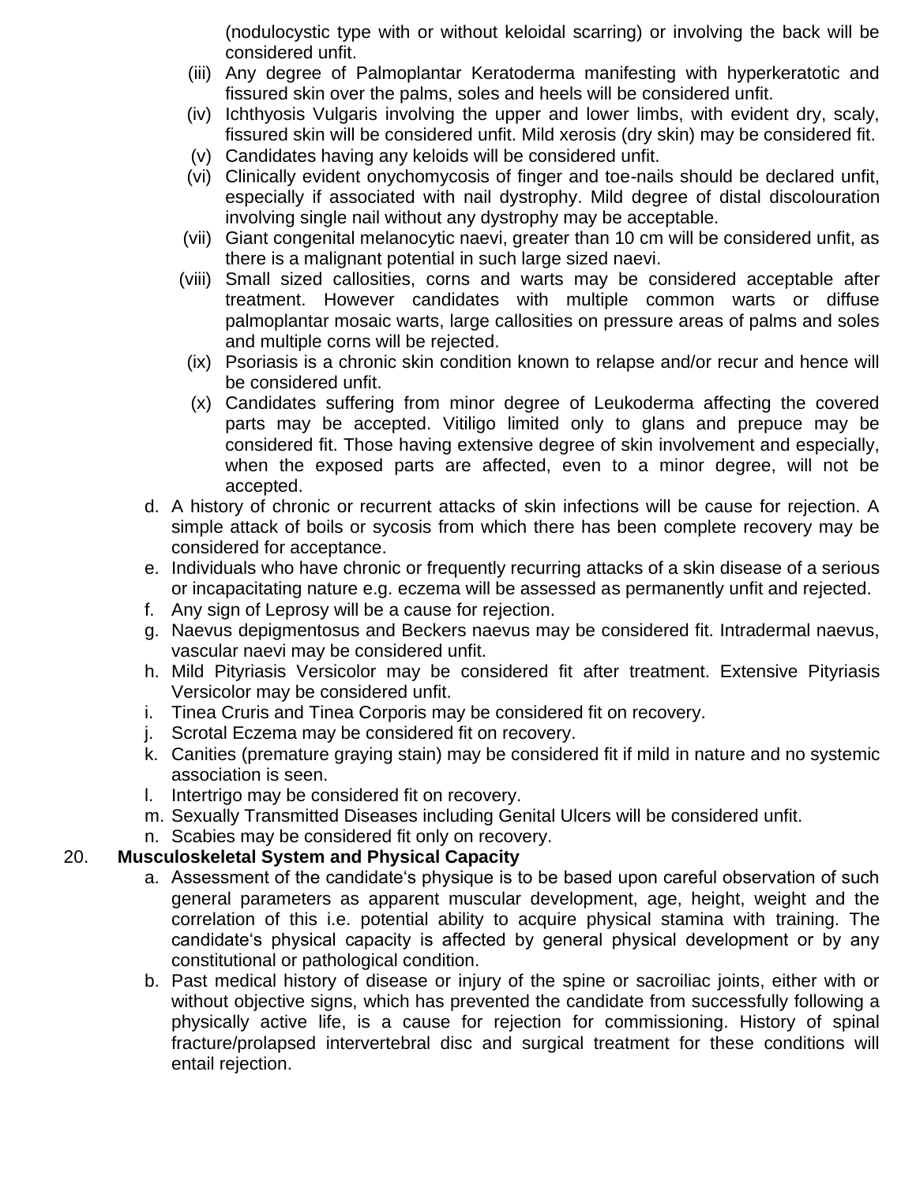(nodulocystic type with or without keloidal scarring) or involving the back will be considered unfit.

- (iii) Any degree of Palmoplantar Keratoderma manifesting with hyperkeratotic and fissured skin over the palms, soles and heels will be considered unfit.
- (iv) Ichthyosis Vulgaris involving the upper and lower limbs, with evident dry, scaly, fissured skin will be considered unfit. Mild xerosis (dry skin) may be considered fit.
- (v) Candidates having any keloids will be considered unfit.
- (vi) Clinically evident onychomycosis of finger and toe-nails should be declared unfit, especially if associated with nail dystrophy. Mild degree of distal discolouration involving single nail without any dystrophy may be acceptable.
- (vii) Giant congenital melanocytic naevi, greater than 10 cm will be considered unfit, as there is a malignant potential in such large sized naevi.
- (viii) Small sized callosities, corns and warts may be considered acceptable after treatment. However candidates with multiple common warts or diffuse palmoplantar mosaic warts, large callosities on pressure areas of palms and soles and multiple corns will be rejected.
- (ix) Psoriasis is a chronic skin condition known to relapse and/or recur and hence will be considered unfit.
- (x) Candidates suffering from minor degree of Leukoderma affecting the covered parts may be accepted. Vitiligo limited only to glans and prepuce may be considered fit. Those having extensive degree of skin involvement and especially, when the exposed parts are affected, even to a minor degree, will not be accepted.

d. A history of chronic or recurrent attacks of skin infections will be cause for rejection. A simple attack of boils or sycosis from which there has been complete recovery may be considered for acceptance.

e. Individuals who have chronic or frequently recurring attacks of a skin disease of a serious or incapacitating nature e.g. eczema will be assessed as permanently unfit and rejected.

f. Any sign of Leprosy will be a cause for rejection.

g. Naevus depigmentosus and Beckers naevus may be considered fit. Intradermal naevus, vascular naevi may be considered unfit.

h. Mild Pityriasis Versicolor may be considered fit after treatment. Extensive Pityriasis Versicolor may be considered unfit.

i. Tinea Cruris and Tinea Corporis may be considered fit on recovery.

j. Scrotal Eczema may be considered fit on recovery.

k. Canities (premature graying stain) may be considered fit if mild in nature and no systemic association is seen.

l. Intertrigo may be considered fit on recovery.

m. Sexually Transmitted Diseases including Genital Ulcers will be considered unfit.

n. Scabies may be considered fit only on recovery.

20. **Musculoskeletal System and Physical Capacity**

a. Assessment of the candidate's physique is to be based upon careful observation of such general parameters as apparent muscular development, age, height, weight and the correlation of this i.e. potential ability to acquire physical stamina with training. The candidate's physical capacity is affected by general physical development or by any constitutional or pathological condition.

b. Past medical history of disease or injury of the spine or sacroiliac joints, either with or without objective signs, which has prevented the candidate from successfully following a physically active life, is a cause for rejection for commissioning. History of spinal fracture/prolapsed intervertebral disc and surgical treatment for these conditions will entail rejection.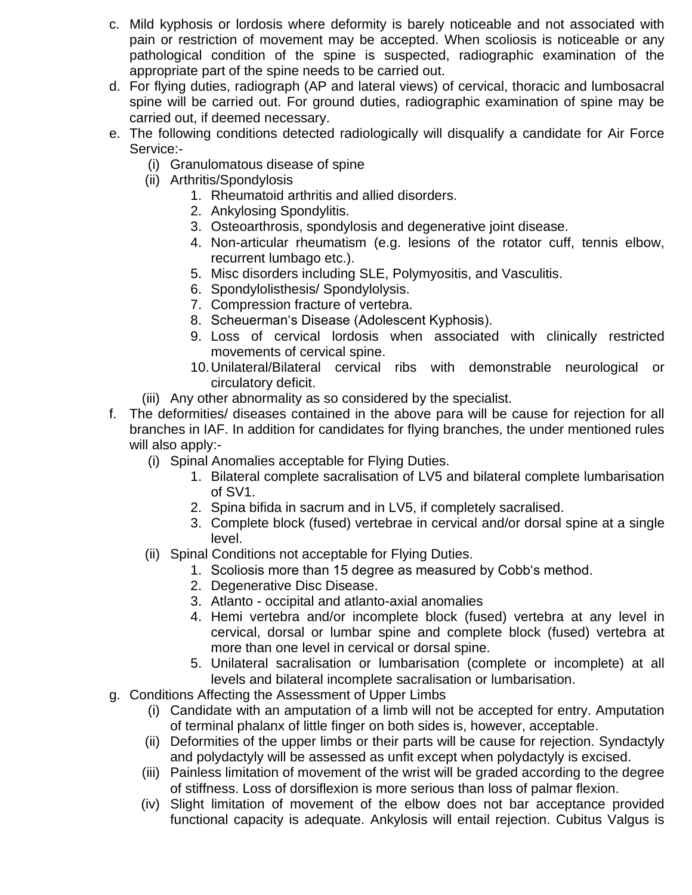c. Mild kyphosis or lordosis where deformity is barely noticeable and not associated with pain or restriction of movement may be accepted. When scoliosis is noticeable or any pathological condition of the spine is suspected, radiographic examination of the appropriate part of the spine needs to be carried out.

d. For flying duties, radiograph (AP and lateral views) of cervical, thoracic and lumbosacral spine will be carried out. For ground duties, radiographic examination of spine may be carried out, if deemed necessary.

e. The following conditions detected radiologically will disqualify a candidate for Air Force Service:-

   (i) Granulomatous disease of spine

   (ii) Arthritis/Spondylosis

      1. Rheumatoid arthritis and allied disorders.
      2. Ankylosing Spondylitis.
      3. Osteoarthrosis, spondylosis and degenerative joint disease.
      4. Non-articular rheumatism (e.g. lesions of the rotator cuff, tennis elbow, recurrent lumbago etc.).
      5. Misc disorders including SLE, Polymyositis, and Vasculitis.
      6. Spondylolisthesis/ Spondylolysis.
      7. Compression fracture of vertebra.
      8. Scheuerman's Disease (Adolescent Kyphosis).
      9. Loss of cervical lordosis when associated with clinically restricted movements of cervical spine.
      10. Unilateral/Bilateral cervical ribs with demonstrable neurological or circulatory deficit.

   (iii) Any other abnormality as so considered by the specialist.

f. The deformities/ diseases contained in the above para will be cause for rejection for all branches in IAF. In addition for candidates for flying branches, the under mentioned rules will also apply:-

   (i) Spinal Anomalies acceptable for Flying Duties.

      1. Bilateral complete sacralisation of LV5 and bilateral complete lumbarisation of SV1.
      2. Spina bifida in sacrum and in LV5, if completely sacralised.
      3. Complete block (fused) vertebrae in cervical and/or dorsal spine at a single level.

   (ii) Spinal Conditions not acceptable for Flying Duties.

      1. Scoliosis more than 15 degree as measured by Cobb's method.
      2. Degenerative Disc Disease.
      3. Atlanto - occipital and atlanto-axial anomalies
      4. Hemi vertebra and/or incomplete block (fused) vertebra at any level in cervical, dorsal or lumbar spine and complete block (fused) vertebra at more than one level in cervical or dorsal spine.
      5. Unilateral sacralisation or lumbarisation (complete or incomplete) at all levels and bilateral incomplete sacralisation or lumbarisation.

g. Conditions Affecting the Assessment of Upper Limbs

   (i) Candidate with an amputation of a limb will not be accepted for entry. Amputation of terminal phalanx of little finger on both sides is, however, acceptable.

   (ii) Deformities of the upper limbs or their parts will be cause for rejection. Syndactyly and polydactyly will be assessed as unfit except when polydactyly is excised.

   (iii) Painless limitation of movement of the wrist will be graded according to the degree of stiffness. Loss of dorsiflexion is more serious than loss of palmar flexion.

   (iv) Slight limitation of movement of the elbow does not bar acceptance provided functional capacity is adequate. Ankylosis will entail rejection. Cubitus Valgus is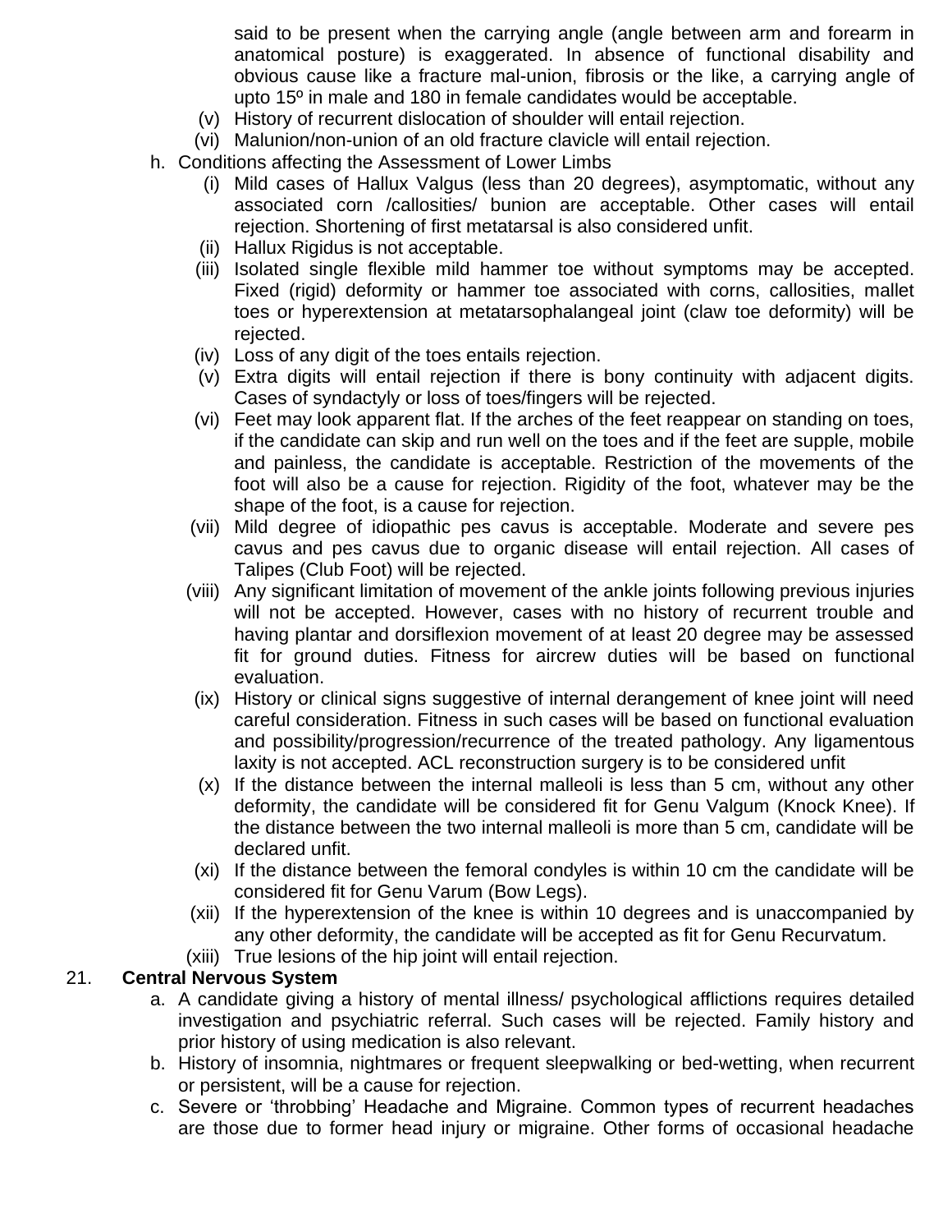said to be present when the carrying angle (angle between arm and forearm in anatomical posture) is exaggerated. In absence of functional disability and obvious cause like a fracture mal-union, fibrosis or the like, a carrying angle of upto 15º in male and 180 in female candidates would be acceptable.

(v) History of recurrent dislocation of shoulder will entail rejection.

(vi) Malunion/non-union of an old fracture clavicle will entail rejection.

h. Conditions affecting the Assessment of Lower Limbs

(i) Mild cases of Hallux Valgus (less than 20 degrees), asymptomatic, without any associated corn /callosities/ bunion are acceptable. Other cases will entail rejection. Shortening of first metatarsal is also considered unfit.

(ii) Hallux Rigidus is not acceptable.

(iii) Isolated single flexible mild hammer toe without symptoms may be accepted. Fixed (rigid) deformity or hammer toe associated with corns, callosities, mallet toes or hyperextension at metatarsophalangeal joint (claw toe deformity) will be rejected.

(iv) Loss of any digit of the toes entails rejection.

(v) Extra digits will entail rejection if there is bony continuity with adjacent digits. Cases of syndactyly or loss of toes/fingers will be rejected.

(vi) Feet may look apparent flat. If the arches of the feet reappear on standing on toes, if the candidate can skip and run well on the toes and if the feet are supple, mobile and painless, the candidate is acceptable. Restriction of the movements of the foot will also be a cause for rejection. Rigidity of the foot, whatever may be the shape of the foot, is a cause for rejection.

(vii) Mild degree of idiopathic pes cavus is acceptable. Moderate and severe pes cavus and pes cavus due to organic disease will entail rejection. All cases of Talipes (Club Foot) will be rejected.

(viii) Any significant limitation of movement of the ankle joints following previous injuries will not be accepted. However, cases with no history of recurrent trouble and having plantar and dorsiflexion movement of at least 20 degree may be assessed fit for ground duties. Fitness for aircrew duties will be based on functional evaluation.

(ix) History or clinical signs suggestive of internal derangement of knee joint will need careful consideration. Fitness in such cases will be based on functional evaluation and possibility/progression/recurrence of the treated pathology. Any ligamentous laxity is not accepted. ACL reconstruction surgery is to be considered unfit

(x) If the distance between the internal malleoli is less than 5 cm, without any other deformity, the candidate will be considered fit for Genu Valgum (Knock Knee). If the distance between the two internal malleoli is more than 5 cm, candidate will be declared unfit.

(xi) If the distance between the femoral condyles is within 10 cm the candidate will be considered fit for Genu Varum (Bow Legs).

(xii) If the hyperextension of the knee is within 10 degrees and is unaccompanied by any other deformity, the candidate will be accepted as fit for Genu Recurvatum.

(xiii) True lesions of the hip joint will entail rejection.

21. **Central Nervous System**

a. A candidate giving a history of mental illness/ psychological afflictions requires detailed investigation and psychiatric referral. Such cases will be rejected. Family history and prior history of using medication is also relevant.

b. History of insomnia, nightmares or frequent sleepwalking or bed-wetting, when recurrent or persistent, will be a cause for rejection.

c. Severe or 'throbbing' Headache and Migraine. Common types of recurrent headaches are those due to former head injury or migraine. Other forms of occasional headache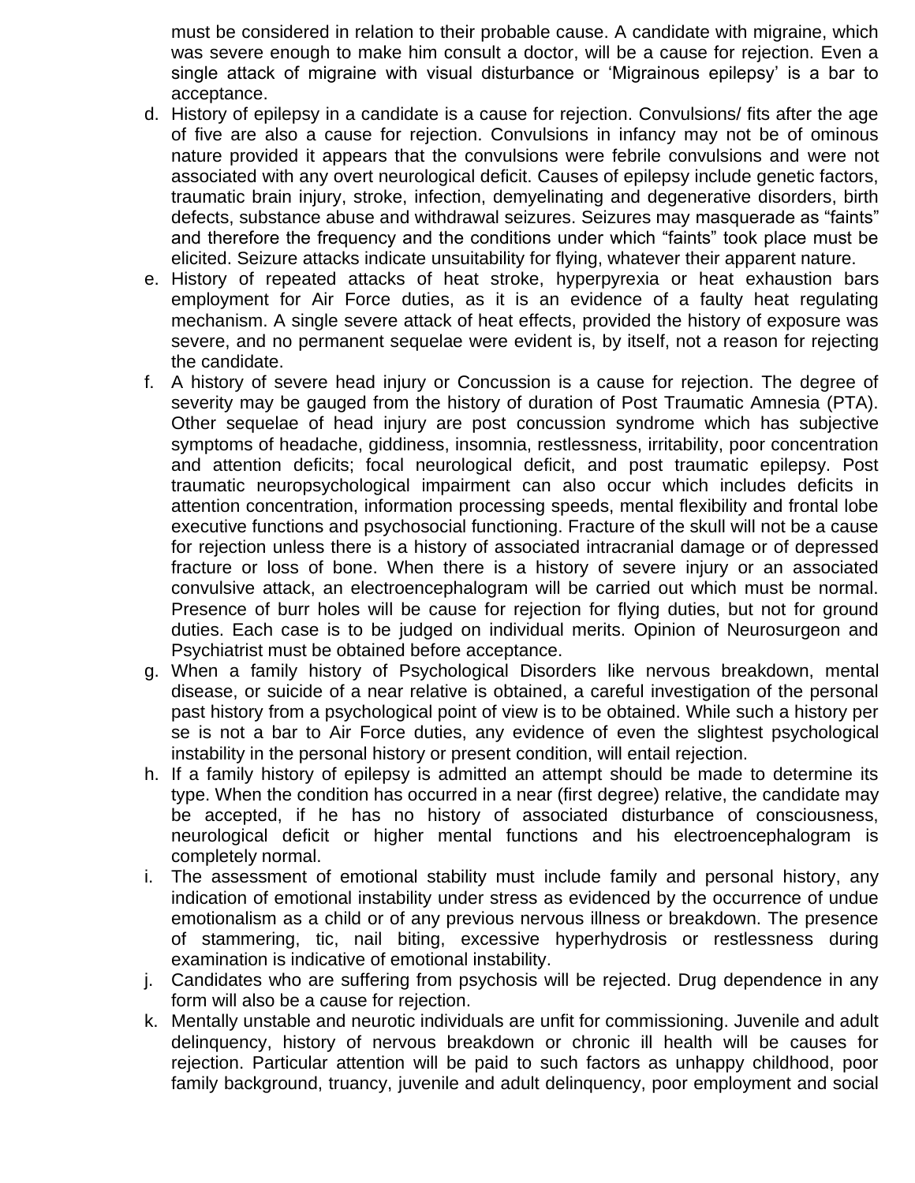must be considered in relation to their probable cause. A candidate with migraine, which was severe enough to make him consult a doctor, will be a cause for rejection. Even a single attack of migraine with visual disturbance or 'Migrainous epilepsy' is a bar to acceptance.

d. History of epilepsy in a candidate is a cause for rejection. Convulsions/ fits after the age of five are also a cause for rejection. Convulsions in infancy may not be of ominous nature provided it appears that the convulsions were febrile convulsions and were not associated with any overt neurological deficit. Causes of epilepsy include genetic factors, traumatic brain injury, stroke, infection, demyelinating and degenerative disorders, birth defects, substance abuse and withdrawal seizures. Seizures may masquerade as "faints" and therefore the frequency and the conditions under which "faints" took place must be elicited. Seizure attacks indicate unsuitability for flying, whatever their apparent nature.

e. History of repeated attacks of heat stroke, hyperpyrexia or heat exhaustion bars employment for Air Force duties, as it is an evidence of a faulty heat regulating mechanism. A single severe attack of heat effects, provided the history of exposure was severe, and no permanent sequelae were evident is, by itself, not a reason for rejecting the candidate.

f. A history of severe head injury or Concussion is a cause for rejection. The degree of severity may be gauged from the history of duration of Post Traumatic Amnesia (PTA). Other sequelae of head injury are post concussion syndrome which has subjective symptoms of headache, giddiness, insomnia, restlessness, irritability, poor concentration and attention deficits; focal neurological deficit, and post traumatic epilepsy. Post traumatic neuropsychological impairment can also occur which includes deficits in attention concentration, information processing speeds, mental flexibility and frontal lobe executive functions and psychosocial functioning. Fracture of the skull will not be a cause for rejection unless there is a history of associated intracranial damage or of depressed fracture or loss of bone. When there is a history of severe injury or an associated convulsive attack, an electroencephalogram will be carried out which must be normal. Presence of burr holes will be cause for rejection for flying duties, but not for ground duties. Each case is to be judged on individual merits. Opinion of Neurosurgeon and Psychiatrist must be obtained before acceptance.

g. When a family history of Psychological Disorders like nervous breakdown, mental disease, or suicide of a near relative is obtained, a careful investigation of the personal past history from a psychological point of view is to be obtained. While such a history per se is not a bar to Air Force duties, any evidence of even the slightest psychological instability in the personal history or present condition, will entail rejection.

h. If a family history of epilepsy is admitted an attempt should be made to determine its type. When the condition has occurred in a near (first degree) relative, the candidate may be accepted, if he has no history of associated disturbance of consciousness, neurological deficit or higher mental functions and his electroencephalogram is completely normal.

i. The assessment of emotional stability must include family and personal history, any indication of emotional instability under stress as evidenced by the occurrence of undue emotionalism as a child or of any previous nervous illness or breakdown. The presence of stammering, tic, nail biting, excessive hyperhydrosis or restlessness during examination is indicative of emotional instability.

j. Candidates who are suffering from psychosis will be rejected. Drug dependence in any form will also be a cause for rejection.

k. Mentally unstable and neurotic individuals are unfit for commissioning. Juvenile and adult delinquency, history of nervous breakdown or chronic ill health will be causes for rejection. Particular attention will be paid to such factors as unhappy childhood, poor family background, truancy, juvenile and adult delinquency, poor employment and social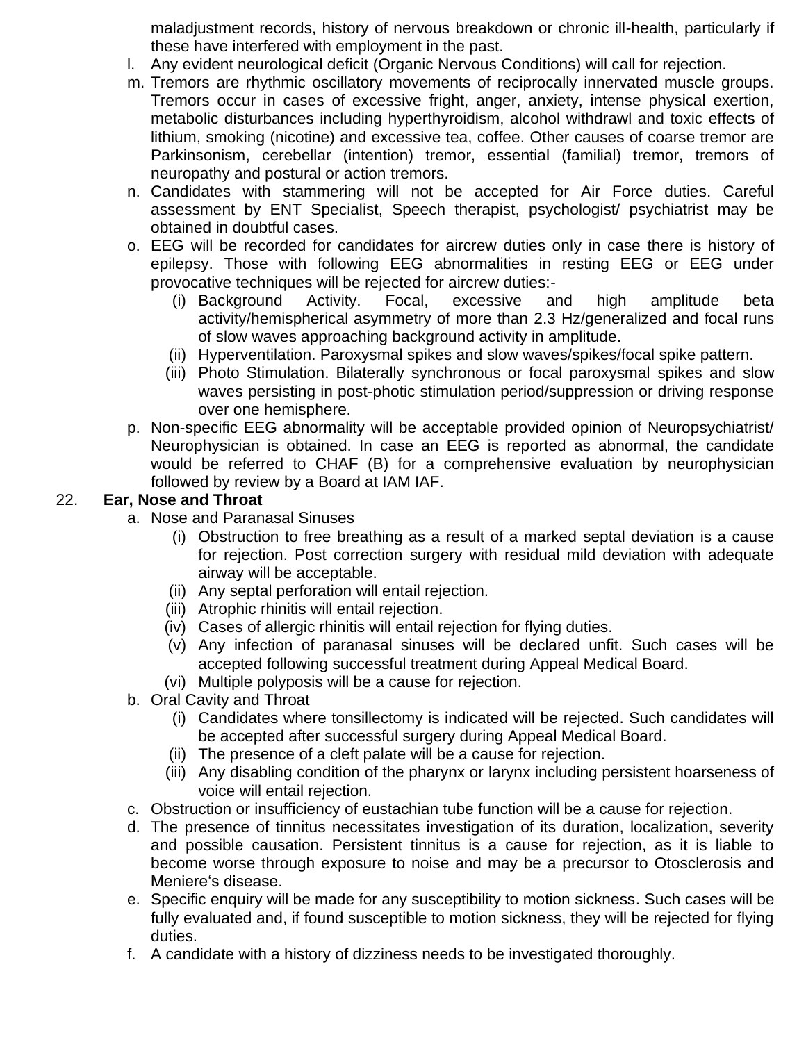maladjustment records, history of nervous breakdown or chronic ill-health, particularly if these have interfered with employment in the past.

l. Any evident neurological deficit (Organic Nervous Conditions) will call for rejection.

m. Tremors are rhythmic oscillatory movements of reciprocally innervated muscle groups. Tremors occur in cases of excessive fright, anger, anxiety, intense physical exertion, metabolic disturbances including hyperthyroidism, alcohol withdrawl and toxic effects of lithium, smoking (nicotine) and excessive tea, coffee. Other causes of coarse tremor are Parkinsonism, cerebellar (intention) tremor, essential (familial) tremor, tremors of neuropathy and postural or action tremors.

n. Candidates with stammering will not be accepted for Air Force duties. Careful assessment by ENT Specialist, Speech therapist, psychologist/ psychiatrist may be obtained in doubtful cases.

o. EEG will be recorded for candidates for aircrew duties only in case there is history of epilepsy. Those with following EEG abnormalities in resting EEG or EEG under provocative techniques will be rejected for aircrew duties:-

   (i) Background Activity. Focal, excessive and high amplitude beta activity/hemispherical asymmetry of more than 2.3 Hz/generalized and focal runs of slow waves approaching background activity in amplitude.

   (ii) Hyperventilation. Paroxysmal spikes and slow waves/spikes/focal spike pattern.

   (iii) Photo Stimulation. Bilaterally synchronous or focal paroxysmal spikes and slow waves persisting in post-photic stimulation period/suppression or driving response over one hemisphere.

p. Non-specific EEG abnormality will be acceptable provided opinion of Neuropsychiatrist/ Neurophysician is obtained. In case an EEG is reported as abnormal, the candidate would be referred to CHAF (B) for a comprehensive evaluation by neurophysician followed by review by a Board at IAM IAF.

22. **Ear, Nose and Throat**

a. Nose and Paranasal Sinuses

   (i) Obstruction to free breathing as a result of a marked septal deviation is a cause for rejection. Post correction surgery with residual mild deviation with adequate airway will be acceptable.

   (ii) Any septal perforation will entail rejection.

   (iii) Atrophic rhinitis will entail rejection.

   (iv) Cases of allergic rhinitis will entail rejection for flying duties.

   (v) Any infection of paranasal sinuses will be declared unfit. Such cases will be accepted following successful treatment during Appeal Medical Board.

   (vi) Multiple polyposis will be a cause for rejection.

b. Oral Cavity and Throat

   (i) Candidates where tonsillectomy is indicated will be rejected. Such candidates will be accepted after successful surgery during Appeal Medical Board.

   (ii) The presence of a cleft palate will be a cause for rejection.

   (iii) Any disabling condition of the pharynx or larynx including persistent hoarseness of voice will entail rejection.

c. Obstruction or insufficiency of eustachian tube function will be a cause for rejection.

d. The presence of tinnitus necessitates investigation of its duration, localization, severity and possible causation. Persistent tinnitus is a cause for rejection, as it is liable to become worse through exposure to noise and may be a precursor to Otosclerosis and Meniere's disease.

e. Specific enquiry will be made for any susceptibility to motion sickness. Such cases will be fully evaluated and, if found susceptible to motion sickness, they will be rejected for flying duties.

f. A candidate with a history of dizziness needs to be investigated thoroughly.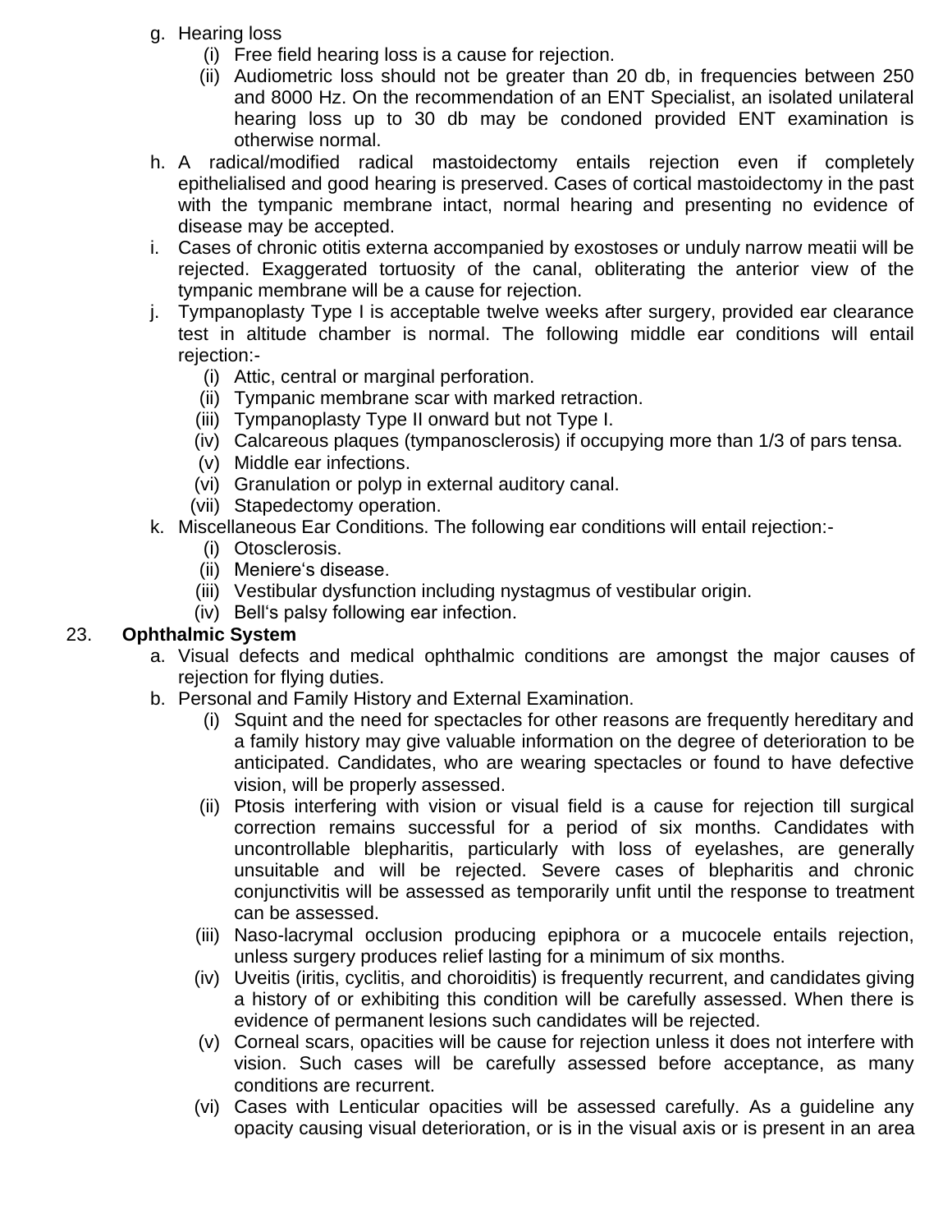g. Hearing loss
   (i) Free field hearing loss is a cause for rejection.
   (ii) Audiometric loss should not be greater than 20 db, in frequencies between 250 and 8000 Hz. On the recommendation of an ENT Specialist, an isolated unilateral hearing loss up to 30 db may be condoned provided ENT examination is otherwise normal.

h. A radical/modified radical mastoidectomy entails rejection even if completely epithelialised and good hearing is preserved. Cases of cortical mastoidectomy in the past with the tympanic membrane intact, normal hearing and presenting no evidence of disease may be accepted.

i. Cases of chronic otitis externa accompanied by exostoses or unduly narrow meatii will be rejected. Exaggerated tortuosity of the canal, obliterating the anterior view of the tympanic membrane will be a cause for rejection.

j. Tympanoplasty Type I is acceptable twelve weeks after surgery, provided ear clearance test in altitude chamber is normal. The following middle ear conditions will entail rejection:-
   (i) Attic, central or marginal perforation.
   (ii) Tympanic membrane scar with marked retraction.
   (iii) Tympanoplasty Type II onward but not Type I.
   (iv) Calcareous plaques (tympanosclerosis) if occupying more than 1/3 of pars tensa.
   (v) Middle ear infections.
   (vi) Granulation or polyp in external auditory canal.
   (vii) Stapedectomy operation.

k. Miscellaneous Ear Conditions. The following ear conditions will entail rejection:-
   (i) Otosclerosis.
   (ii) Meniere‘s disease.
   (iii) Vestibular dysfunction including nystagmus of vestibular origin.
   (iv) Bell‘s palsy following ear infection.

23. **Ophthalmic System**

a. Visual defects and medical ophthalmic conditions are amongst the major causes of rejection for flying duties.

b. Personal and Family History and External Examination.
   (i) Squint and the need for spectacles for other reasons are frequently hereditary and a family history may give valuable information on the degree of deterioration to be anticipated. Candidates, who are wearing spectacles or found to have defective vision, will be properly assessed.
   (ii) Ptosis interfering with vision or visual field is a cause for rejection till surgical correction remains successful for a period of six months. Candidates with uncontrollable blepharitis, particularly with loss of eyelashes, are generally unsuitable and will be rejected. Severe cases of blepharitis and chronic conjunctivitis will be assessed as temporarily unfit until the response to treatment can be assessed.
   (iii) Naso-lacrymal occlusion producing epiphora or a mucocele entails rejection, unless surgery produces relief lasting for a minimum of six months.
   (iv) Uveitis (iritis, cyclitis, and choroiditis) is frequently recurrent, and candidates giving a history of or exhibiting this condition will be carefully assessed. When there is evidence of permanent lesions such candidates will be rejected.
   (v) Corneal scars, opacities will be cause for rejection unless it does not interfere with vision. Such cases will be carefully assessed before acceptance, as many conditions are recurrent.
   (vi) Cases with Lenticular opacities will be assessed carefully. As a guideline any opacity causing visual deterioration, or is in the visual axis or is present in an area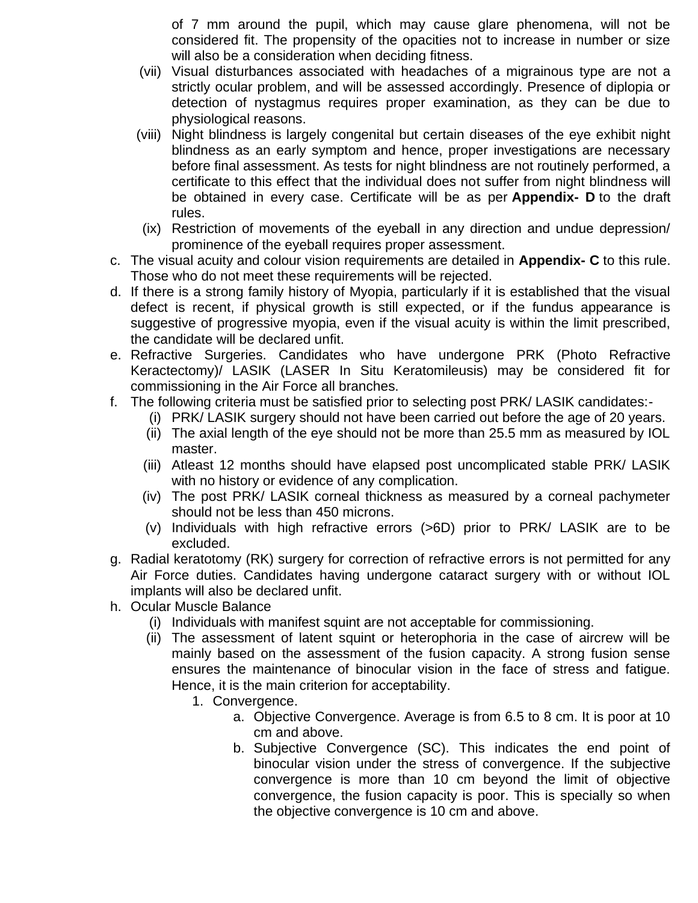of 7 mm around the pupil, which may cause glare phenomena, will not be considered fit. The propensity of the opacities not to increase in number or size will also be a consideration when deciding fitness.

(vii) Visual disturbances associated with headaches of a migrainous type are not a strictly ocular problem, and will be assessed accordingly. Presence of diplopia or detection of nystagmus requires proper examination, as they can be due to physiological reasons.

(viii) Night blindness is largely congenital but certain diseases of the eye exhibit night blindness as an early symptom and hence, proper investigations are necessary before final assessment. As tests for night blindness are not routinely performed, a certificate to this effect that the individual does not suffer from night blindness will be obtained in every case. Certificate will be as per **Appendix- D** to the draft rules.

(ix) Restriction of movements of the eyeball in any direction and undue depression/ prominence of the eyeball requires proper assessment.

c. The visual acuity and colour vision requirements are detailed in **Appendix- C** to this rule. Those who do not meet these requirements will be rejected.

d. If there is a strong family history of Myopia, particularly if it is established that the visual defect is recent, if physical growth is still expected, or if the fundus appearance is suggestive of progressive myopia, even if the visual acuity is within the limit prescribed, the candidate will be declared unfit.

e. Refractive Surgeries. Candidates who have undergone PRK (Photo Refractive Keractectomy)/ LASIK (LASER In Situ Keratomileusis) may be considered fit for commissioning in the Air Force all branches.

f. The following criteria must be satisfied prior to selecting post PRK/ LASIK candidates:-

(i) PRK/ LASIK surgery should not have been carried out before the age of 20 years.

(ii) The axial length of the eye should not be more than 25.5 mm as measured by IOL master.

(iii) Atleast 12 months should have elapsed post uncomplicated stable PRK/ LASIK with no history or evidence of any complication.

(iv) The post PRK/ LASIK corneal thickness as measured by a corneal pachymeter should not be less than 450 microns.

(v) Individuals with high refractive errors (>6D) prior to PRK/ LASIK are to be excluded.

g. Radial keratotomy (RK) surgery for correction of refractive errors is not permitted for any Air Force duties. Candidates having undergone cataract surgery with or without IOL implants will also be declared unfit.

h. Ocular Muscle Balance

(i) Individuals with manifest squint are not acceptable for commissioning.

(ii) The assessment of latent squint or heterophoria in the case of aircrew will be mainly based on the assessment of the fusion capacity. A strong fusion sense ensures the maintenance of binocular vision in the face of stress and fatigue. Hence, it is the main criterion for acceptability.

1. Convergence.

   a. Objective Convergence. Average is from 6.5 to 8 cm. It is poor at 10 cm and above.

   b. Subjective Convergence (SC). This indicates the end point of binocular vision under the stress of convergence. If the subjective convergence is more than 10 cm beyond the limit of objective convergence, the fusion capacity is poor. This is specially so when the objective convergence is 10 cm and above.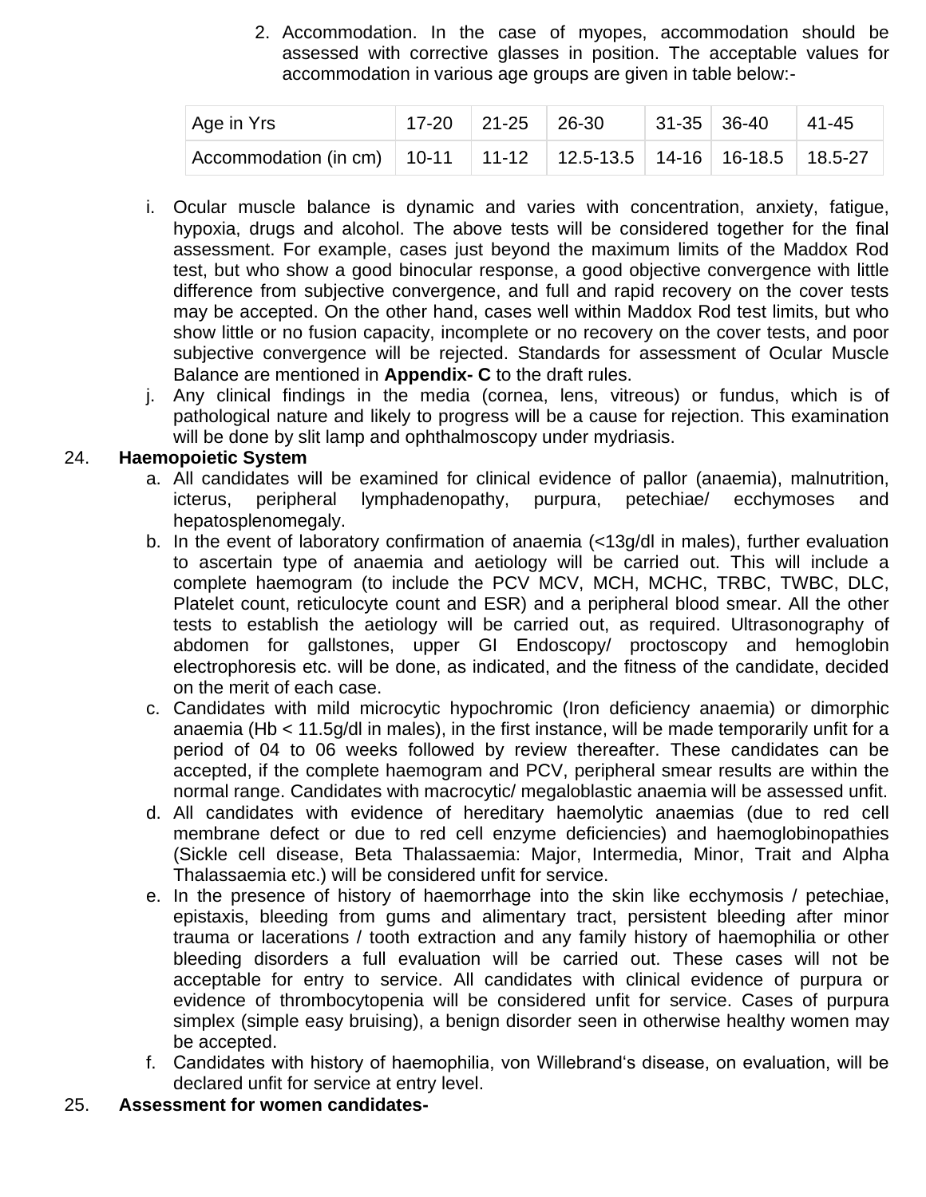2. Accommodation. In the case of myopes, accommodation should be assessed with corrective glasses in position. The acceptable values for accommodation in various age groups are given in table below:-

| Age in Yrs | 17-20 | 21-25 | 26-30 | 31-35 | 36-40 | 41-45 |
|---|---|---|---|---|---|---|
| Accommodation (in cm) | 10-11 | 11-12 | 12.5-13.5 | 14-16 | 16-18.5 | 18.5-27 |

i. Ocular muscle balance is dynamic and varies with concentration, anxiety, fatigue, hypoxia, drugs and alcohol. The above tests will be considered together for the final assessment. For example, cases just beyond the maximum limits of the Maddox Rod test, but who show a good binocular response, a good objective convergence with little difference from subjective convergence, and full and rapid recovery on the cover tests may be accepted. On the other hand, cases well within Maddox Rod test limits, but who show little or no fusion capacity, incomplete or no recovery on the cover tests, and poor subjective convergence will be rejected. Standards for assessment of Ocular Muscle Balance are mentioned in **Appendix- C** to the draft rules.

j. Any clinical findings in the media (cornea, lens, vitreous) or fundus, which is of pathological nature and likely to progress will be a cause for rejection. This examination will be done by slit lamp and ophthalmoscopy under mydriasis.

24. **Haemopoietic System**

a. All candidates will be examined for clinical evidence of pallor (anaemia), malnutrition, icterus, peripheral lymphadenopathy, purpura, petechiae/ ecchymoses and hepatosplenomegaly.

b. In the event of laboratory confirmation of anaemia (<13g/dl in males), further evaluation to ascertain type of anaemia and aetiology will be carried out. This will include a complete haemogram (to include the PCV MCV, MCH, MCHC, TRBC, TWBC, DLC, Platelet count, reticulocyte count and ESR) and a peripheral blood smear. All the other tests to establish the aetiology will be carried out, as required. Ultrasonography of abdomen for gallstones, upper GI Endoscopy/ proctoscopy and hemoglobin electrophoresis etc. will be done, as indicated, and the fitness of the candidate, decided on the merit of each case.

c. Candidates with mild microcytic hypochromic (Iron deficiency anaemia) or dimorphic anaemia (Hb < 11.5g/dl in males), in the first instance, will be made temporarily unfit for a period of 04 to 06 weeks followed by review thereafter. These candidates can be accepted, if the complete haemogram and PCV, peripheral smear results are within the normal range. Candidates with macrocytic/ megaloblastic anaemia will be assessed unfit.

d. All candidates with evidence of hereditary haemolytic anaemias (due to red cell membrane defect or due to red cell enzyme deficiencies) and haemoglobinopathies (Sickle cell disease, Beta Thalassaemia: Major, Intermedia, Minor, Trait and Alpha Thalassaemia etc.) will be considered unfit for service.

e. In the presence of history of haemorrhage into the skin like ecchymosis / petechiae, epistaxis, bleeding from gums and alimentary tract, persistent bleeding after minor trauma or lacerations / tooth extraction and any family history of haemophilia or other bleeding disorders a full evaluation will be carried out. These cases will not be acceptable for entry to service. All candidates with clinical evidence of purpura or evidence of thrombocytopenia will be considered unfit for service. Cases of purpura simplex (simple easy bruising), a benign disorder seen in otherwise healthy women may be accepted.

f. Candidates with history of haemophilia, von Willebrand's disease, on evaluation, will be declared unfit for service at entry level.

25. **Assessment for women candidates-**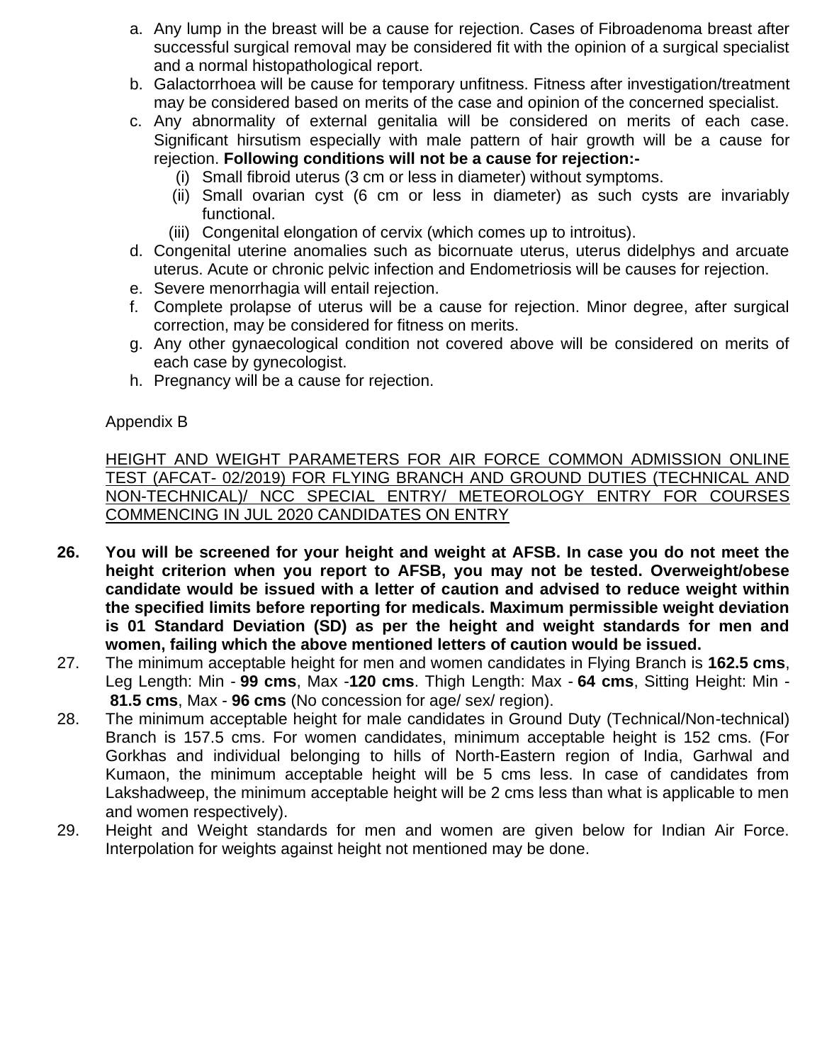a. Any lump in the breast will be a cause for rejection. Cases of Fibroadenoma breast after successful surgical removal may be considered fit with the opinion of a surgical specialist and a normal histopathological report.
b. Galactorrhoea will be cause for temporary unfitness. Fitness after investigation/treatment may be considered based on merits of the case and opinion of the concerned specialist.
c. Any abnormality of external genitalia will be considered on merits of each case. Significant hirsutism especially with male pattern of hair growth will be a cause for rejection. **Following conditions will not be a cause for rejection:-**
    (i) Small fibroid uterus (3 cm or less in diameter) without symptoms.
    (ii) Small ovarian cyst (6 cm or less in diameter) as such cysts are invariably functional.
    (iii) Congenital elongation of cervix (which comes up to introitus).
d. Congenital uterine anomalies such as bicornuate uterus, uterus didelphys and arcuate uterus. Acute or chronic pelvic infection and Endometriosis will be causes for rejection.
e. Severe menorrhagia will entail rejection.
f. Complete prolapse of uterus will be a cause for rejection. Minor degree, after surgical correction, may be considered for fitness on merits.
g. Any other gynaecological condition not covered above will be considered on merits of each case by gynecologist.
h. Pregnancy will be a cause for rejection.

Appendix B

<u>HEIGHT AND WEIGHT PARAMETERS FOR AIR FORCE COMMON ADMISSION ONLINE TEST (AFCAT- 02/2019) FOR FLYING BRANCH AND GROUND DUTIES (TECHNICAL AND NON-TECHNICAL)/ NCC SPECIAL ENTRY/ METEOROLOGY ENTRY FOR COURSES COMMENCING IN JUL 2020 CANDIDATES ON ENTRY</u>

**26. You will be screened for your height and weight at AFSB. In case you do not meet the height criterion when you report to AFSB, you may not be tested. Overweight/obese candidate would be issued with a letter of caution and advised to reduce weight within the specified limits before reporting for medicals. Maximum permissible weight deviation is 01 Standard Deviation (SD) as per the height and weight standards for men and women, failing which the above mentioned letters of caution would be issued.**

27. The minimum acceptable height for men and women candidates in Flying Branch is **162.5 cms**, Leg Length: Min - **99 cms**, Max -**120 cms**. Thigh Length: Max - **64 cms**, Sitting Height: Min - **81.5 cms**, Max - **96 cms** (No concession for age/ sex/ region).

28. The minimum acceptable height for male candidates in Ground Duty (Technical/Non-technical) Branch is 157.5 cms. For women candidates, minimum acceptable height is 152 cms. (For Gorkhas and individual belonging to hills of North-Eastern region of India, Garhwal and Kumaon, the minimum acceptable height will be 5 cms less. In case of candidates from Lakshadweep, the minimum acceptable height will be 2 cms less than what is applicable to men and women respectively).

29. Height and Weight standards for men and women are given below for Indian Air Force. Interpolation for weights against height not mentioned may be done.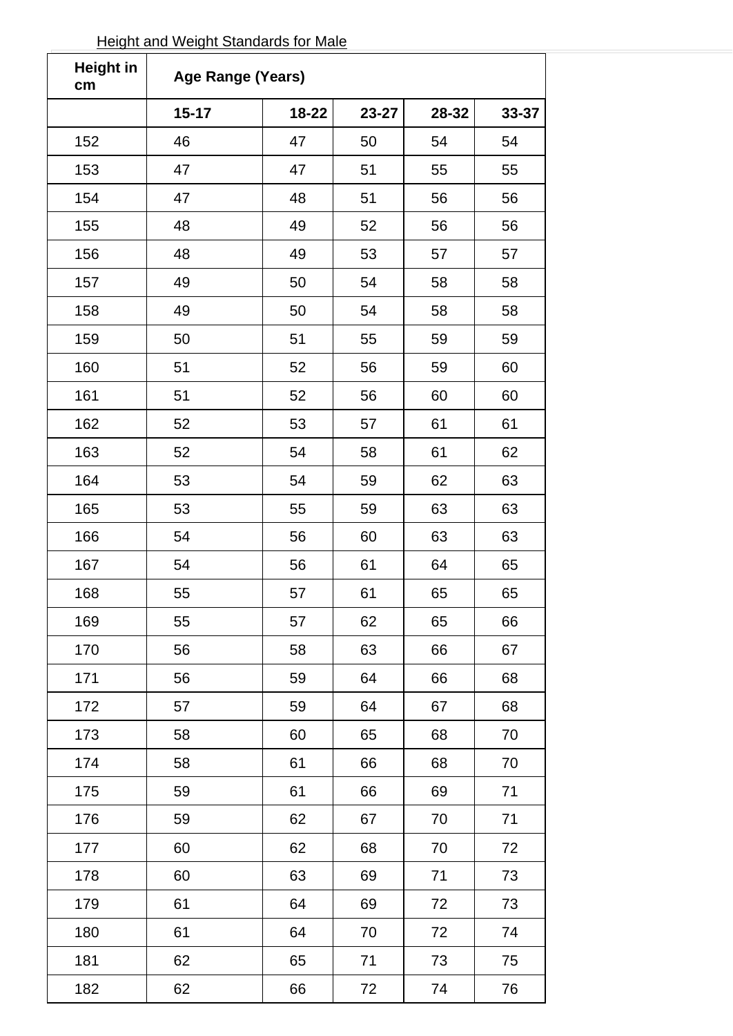Height and Weight Standards for Male

| Height in cm | Age Range (Years) | | | | |
|---|---|---|---|---|---|
| | 15-17 | 18-22 | 23-27 | 28-32 | 33-37 |
| 152 | 46 | 47 | 50 | 54 | 54 |
| 153 | 47 | 47 | 51 | 55 | 55 |
| 154 | 47 | 48 | 51 | 56 | 56 |
| 155 | 48 | 49 | 52 | 56 | 56 |
| 156 | 48 | 49 | 53 | 57 | 57 |
| 157 | 49 | 50 | 54 | 58 | 58 |
| 158 | 49 | 50 | 54 | 58 | 58 |
| 159 | 50 | 51 | 55 | 59 | 59 |
| 160 | 51 | 52 | 56 | 59 | 60 |
| 161 | 51 | 52 | 56 | 60 | 60 |
| 162 | 52 | 53 | 57 | 61 | 61 |
| 163 | 52 | 54 | 58 | 61 | 62 |
| 164 | 53 | 54 | 59 | 62 | 63 |
| 165 | 53 | 55 | 59 | 63 | 63 |
| 166 | 54 | 56 | 60 | 63 | 63 |
| 167 | 54 | 56 | 61 | 64 | 65 |
| 168 | 55 | 57 | 61 | 65 | 65 |
| 169 | 55 | 57 | 62 | 65 | 66 |
| 170 | 56 | 58 | 63 | 66 | 67 |
| 171 | 56 | 59 | 64 | 66 | 68 |
| 172 | 57 | 59 | 64 | 67 | 68 |
| 173 | 58 | 60 | 65 | 68 | 70 |
| 174 | 58 | 61 | 66 | 68 | 70 |
| 175 | 59 | 61 | 66 | 69 | 71 |
| 176 | 59 | 62 | 67 | 70 | 71 |
| 177 | 60 | 62 | 68 | 70 | 72 |
| 178 | 60 | 63 | 69 | 71 | 73 |
| 179 | 61 | 64 | 69 | 72 | 73 |
| 180 | 61 | 64 | 70 | 72 | 74 |
| 181 | 62 | 65 | 71 | 73 | 75 |
| 182 | 62 | 66 | 72 | 74 | 76 |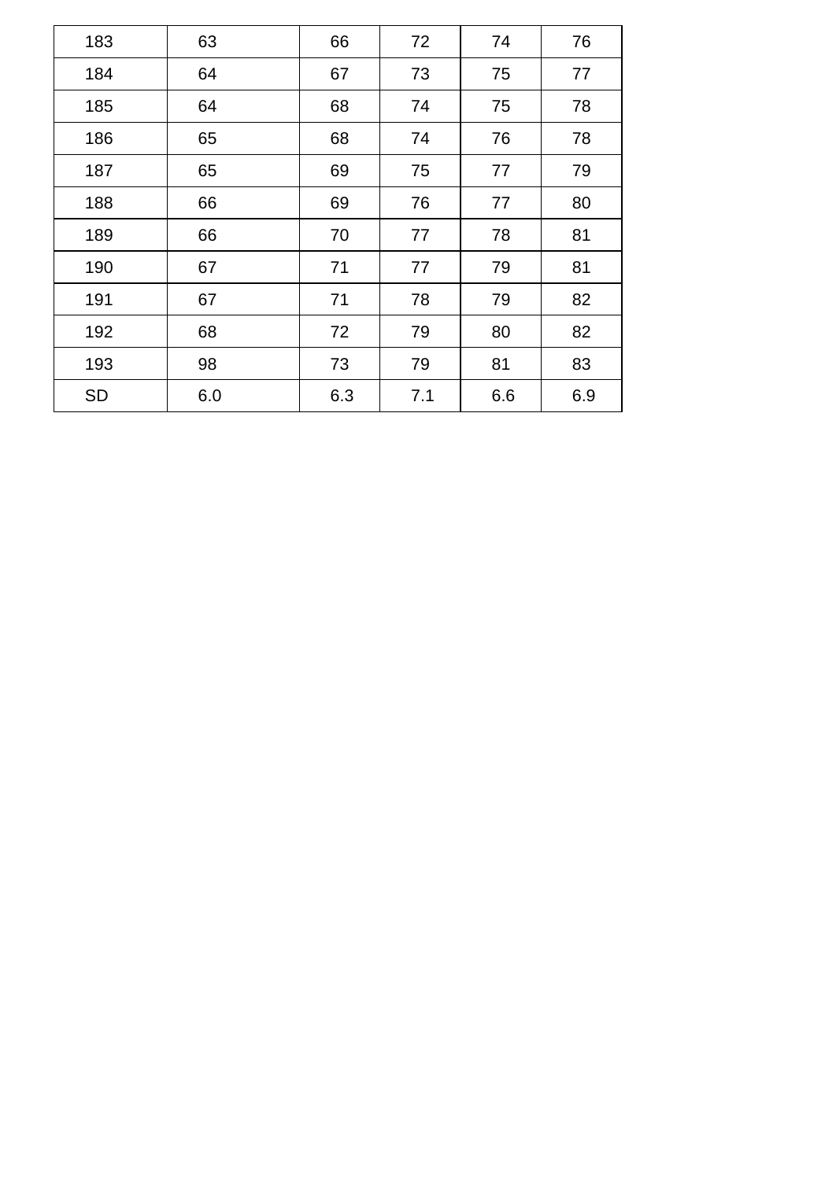| 183 | 63 | 66 | 72 | 74 | 76 |
|---|---|---|---|---|---|
| 184 | 64 | 67 | 73 | 75 | 77 |
| 185 | 64 | 68 | 74 | 75 | 78 |
| 186 | 65 | 68 | 74 | 76 | 78 |
| 187 | 65 | 69 | 75 | 77 | 79 |
| 188 | 66 | 69 | 76 | 77 | 80 |
| 189 | 66 | 70 | 77 | 78 | 81 |
| 190 | 67 | 71 | 77 | 79 | 81 |
| 191 | 67 | 71 | 78 | 79 | 82 |
| 192 | 68 | 72 | 79 | 80 | 82 |
| 193 | 98 | 73 | 79 | 81 | 83 |
| SD | 6.0 | 6.3 | 7.1 | 6.6 | 6.9 |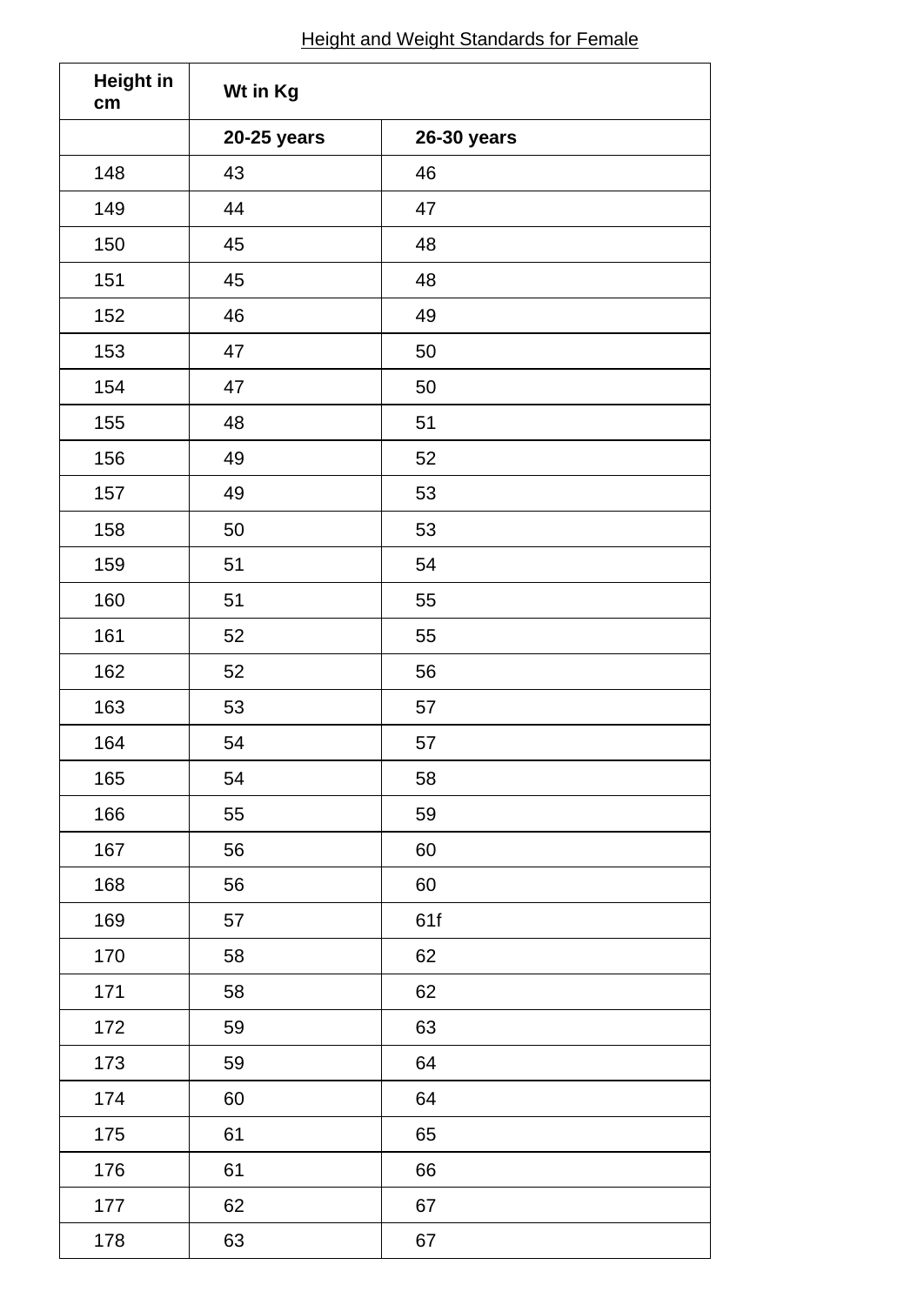Height and Weight Standards for Female

| Height in cm | Wt in Kg | |
|---|---|---|
| | **20-25 years** | **26-30 years** |
| 148 | 43 | 46 |
| 149 | 44 | 47 |
| 150 | 45 | 48 |
| 151 | 45 | 48 |
| 152 | 46 | 49 |
| 153 | 47 | 50 |
| 154 | 47 | 50 |
| 155 | 48 | 51 |
| 156 | 49 | 52 |
| 157 | 49 | 53 |
| 158 | 50 | 53 |
| 159 | 51 | 54 |
| 160 | 51 | 55 |
| 161 | 52 | 55 |
| 162 | 52 | 56 |
| 163 | 53 | 57 |
| 164 | 54 | 57 |
| 165 | 54 | 58 |
| 166 | 55 | 59 |
| 167 | 56 | 60 |
| 168 | 56 | 60 |
| 169 | 57 | 61f |
| 170 | 58 | 62 |
| 171 | 58 | 62 |
| 172 | 59 | 63 |
| 173 | 59 | 64 |
| 174 | 60 | 64 |
| 175 | 61 | 65 |
| 176 | 61 | 66 |
| 177 | 62 | 67 |
| 178 | 63 | 67 |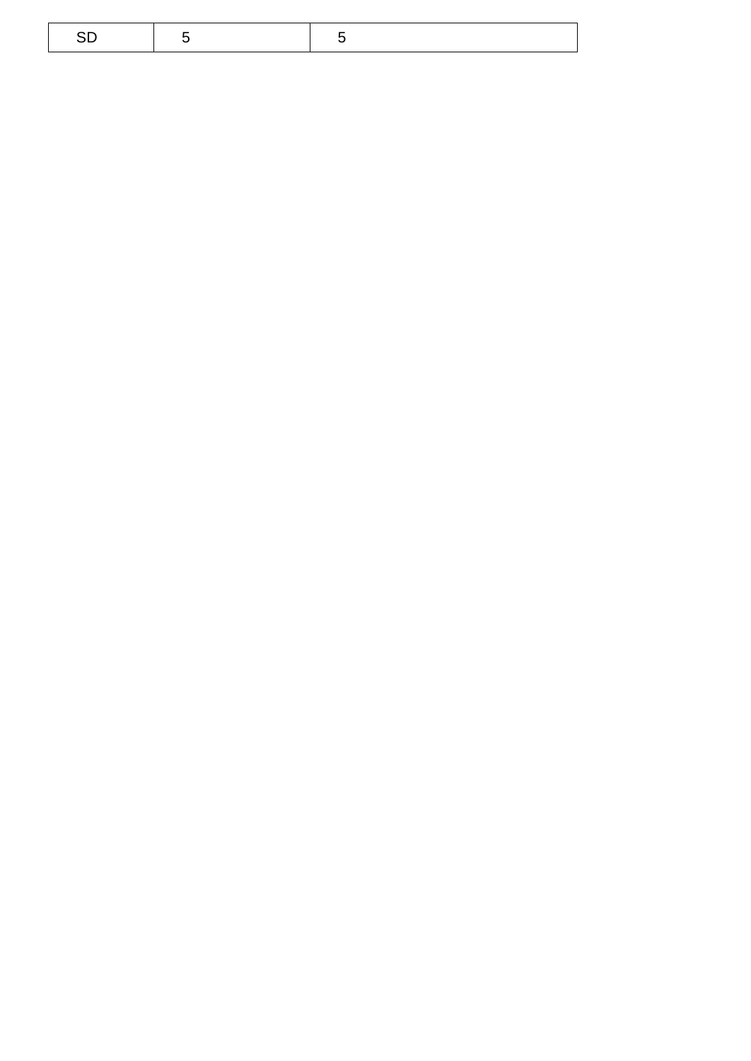| | | |
|---|---|---|
| SD | 5 | 5 |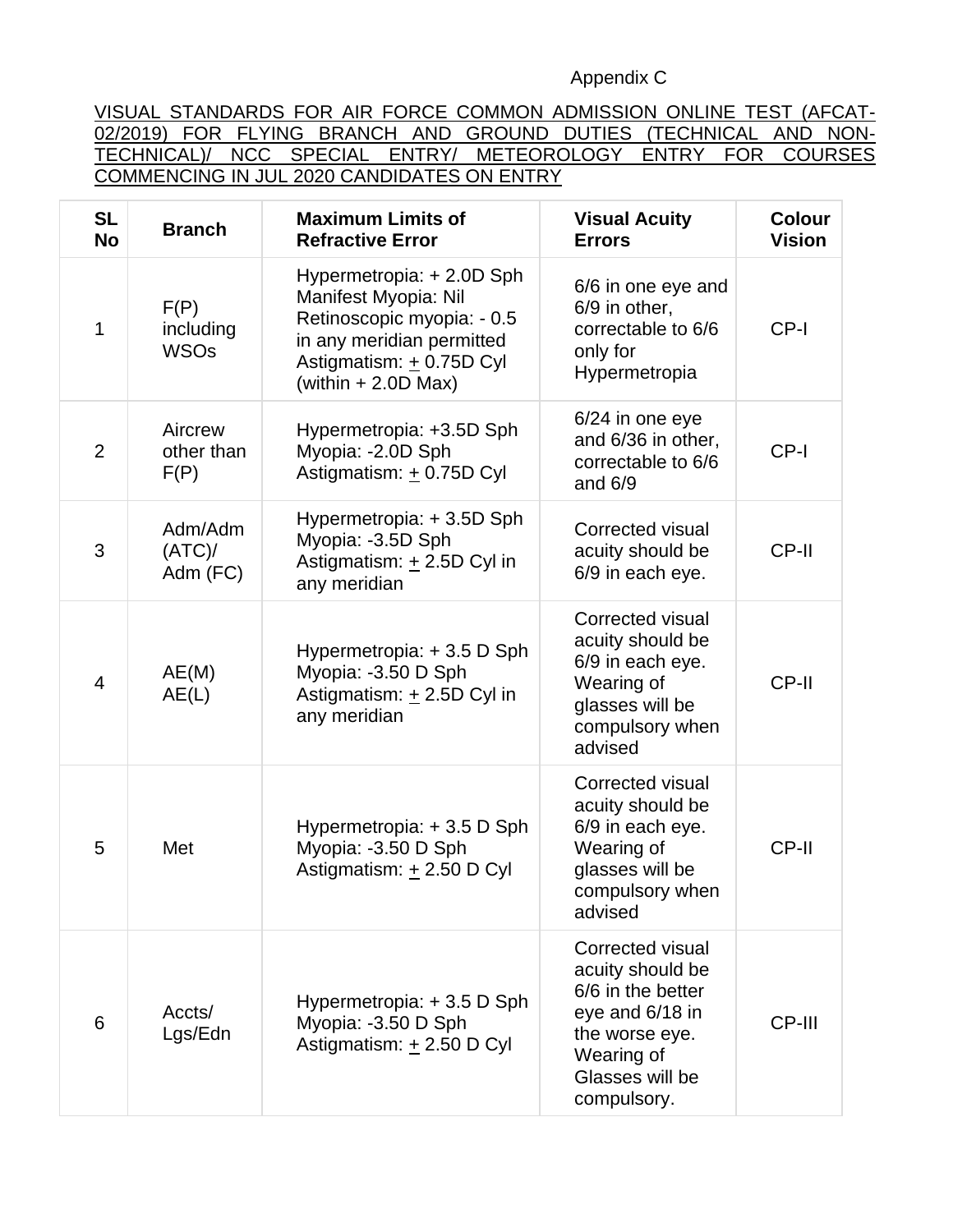Appendix C

VISUAL STANDARDS FOR AIR FORCE COMMON ADMISSION ONLINE TEST (AFCAT-02/2019) FOR FLYING BRANCH AND GROUND DUTIES (TECHNICAL AND NON-TECHNICAL)/ NCC SPECIAL ENTRY/ METEOROLOGY ENTRY FOR COURSES COMMENCING IN JUL 2020 CANDIDATES ON ENTRY

| SL No | Branch | Maximum Limits of Refractive Error | Visual Acuity Errors | Colour Vision |
|---|---|---|---|---|
| 1 | F(P) including WSOs | Hypermetropia: + 2.0D Sph<br>Manifest Myopia: Nil<br>Retinoscopic myopia: - 0.5 in any meridian permitted<br>Astigmatism: ± 0.75D Cyl (within + 2.0D Max) | 6/6 in one eye and 6/9 in other, correctable to 6/6 only for Hypermetropia | CP-I |
| 2 | Aircrew other than F(P) | Hypermetropia: +3.5D Sph<br>Myopia: -2.0D Sph<br>Astigmatism: ± 0.75D Cyl | 6/24 in one eye and 6/36 in other, correctable to 6/6 and 6/9 | CP-I |
| 3 | Adm/Adm (ATC)/ Adm (FC) | Hypermetropia: + 3.5D Sph<br>Myopia: -3.5D Sph<br>Astigmatism: ± 2.5D Cyl in any meridian | Corrected visual acuity should be 6/9 in each eye. | CP-II |
| 4 | AE(M) AE(L) | Hypermetropia: + 3.5 D Sph<br>Myopia: -3.50 D Sph<br>Astigmatism: ± 2.5D Cyl in any meridian | Corrected visual acuity should be 6/9 in each eye. Wearing of glasses will be compulsory when advised | CP-II |
| 5 | Met | Hypermetropia: + 3.5 D Sph<br>Myopia: -3.50 D Sph<br>Astigmatism: ± 2.50 D Cyl | Corrected visual acuity should be 6/9 in each eye. Wearing of glasses will be compulsory when advised | CP-II |
| 6 | Accts/ Lgs/Edn | Hypermetropia: + 3.5 D Sph<br>Myopia: -3.50 D Sph<br>Astigmatism: ± 2.50 D Cyl | Corrected visual acuity should be 6/6 in the better eye and 6/18 in the worse eye. Wearing of Glasses will be compulsory. | CP-III |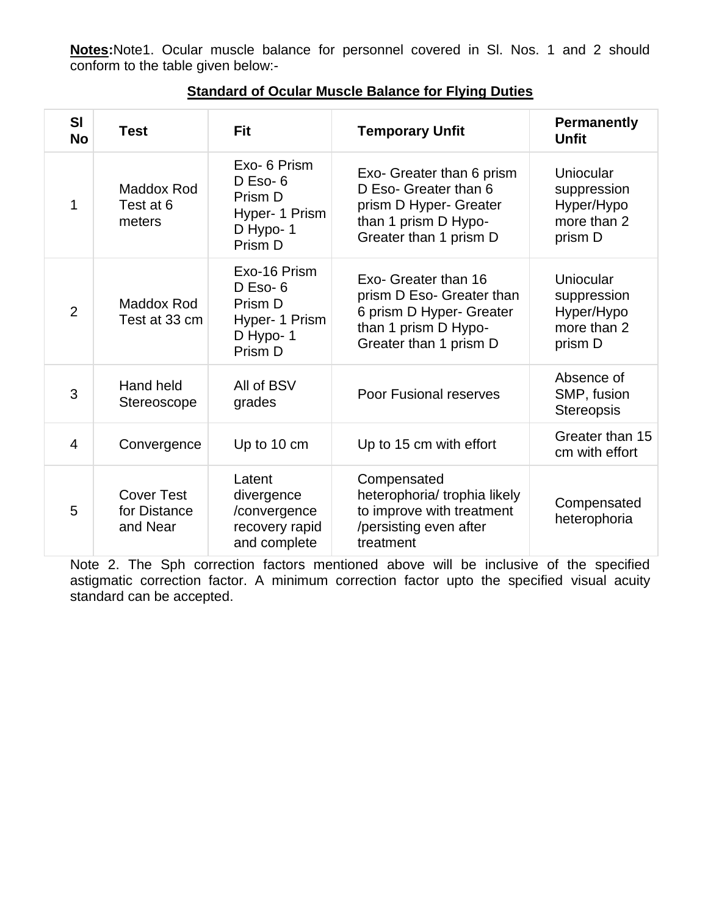**Notes:**Note1. Ocular muscle balance for personnel covered in Sl. Nos. 1 and 2 should conform to the table given below:-

**Standard of Ocular Muscle Balance for Flying Duties**

| Sl No | Test | Fit | Temporary Unfit | Permanently Unfit |
|---|---|---|---|---|
| 1 | Maddox Rod Test at 6 meters | Exo- 6 Prism D Eso- 6 Prism D Hyper- 1 Prism D Hypo- 1 Prism D | Exo- Greater than 6 prism D Eso- Greater than 6 prism D Hyper- Greater than 1 prism D Hypo- Greater than 1 prism D | Uniocular suppression Hyper/Hypo more than 2 prism D |
| 2 | Maddox Rod Test at 33 cm | Exo-16 Prism D Eso- 6 Prism D Hyper- 1 Prism D Hypo- 1 Prism D | Exo- Greater than 16 prism D Eso- Greater than 6 prism D Hyper- Greater than 1 prism D Hypo- Greater than 1 prism D | Uniocular suppression Hyper/Hypo more than 2 prism D |
| 3 | Hand held Stereoscope | All of BSV grades | Poor Fusional reserves | Absence of SMP, fusion Stereopsis |
| 4 | Convergence | Up to 10 cm | Up to 15 cm with effort | Greater than 15 cm with effort |
| 5 | Cover Test for Distance and Near | Latent divergence /convergence recovery rapid and complete | Compensated heterophoria/ trophia likely to improve with treatment /persisting even after treatment | Compensated heterophoria |

Note 2. The Sph correction factors mentioned above will be inclusive of the specified astigmatic correction factor. A minimum correction factor upto the specified visual acuity standard can be accepted.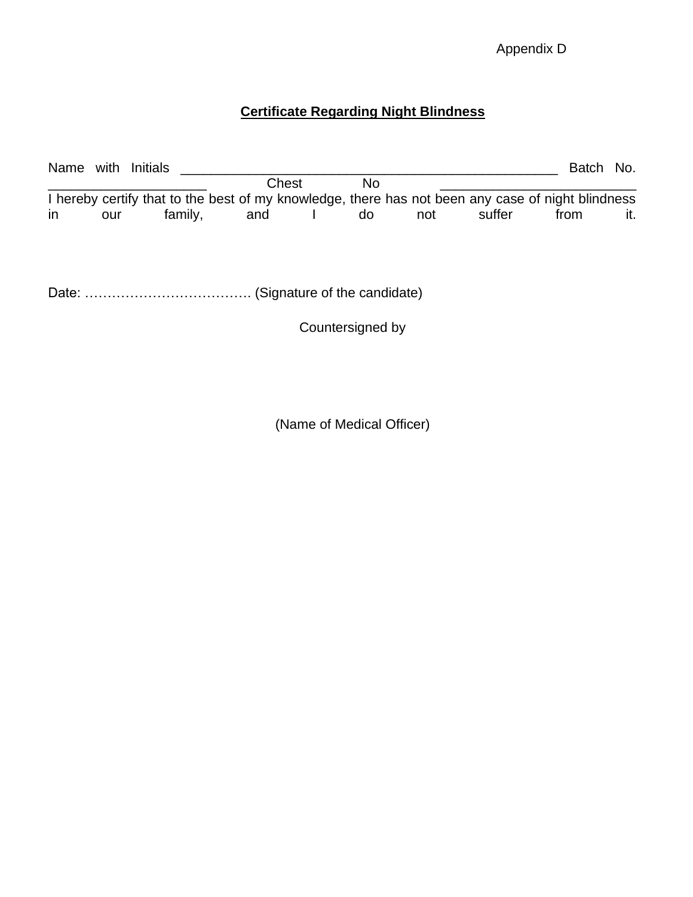Appendix D

**Certificate Regarding Night Blindness**

Name with Initials ____________________________________________________ Batch No. _____________________ Chest No _________________________

I hereby certify that to the best of my knowledge, there has not been any case of night blindness in our family, and I do not suffer from it.

Date: ………………………………. (Signature of the candidate)

Countersigned by

(Name of Medical Officer)